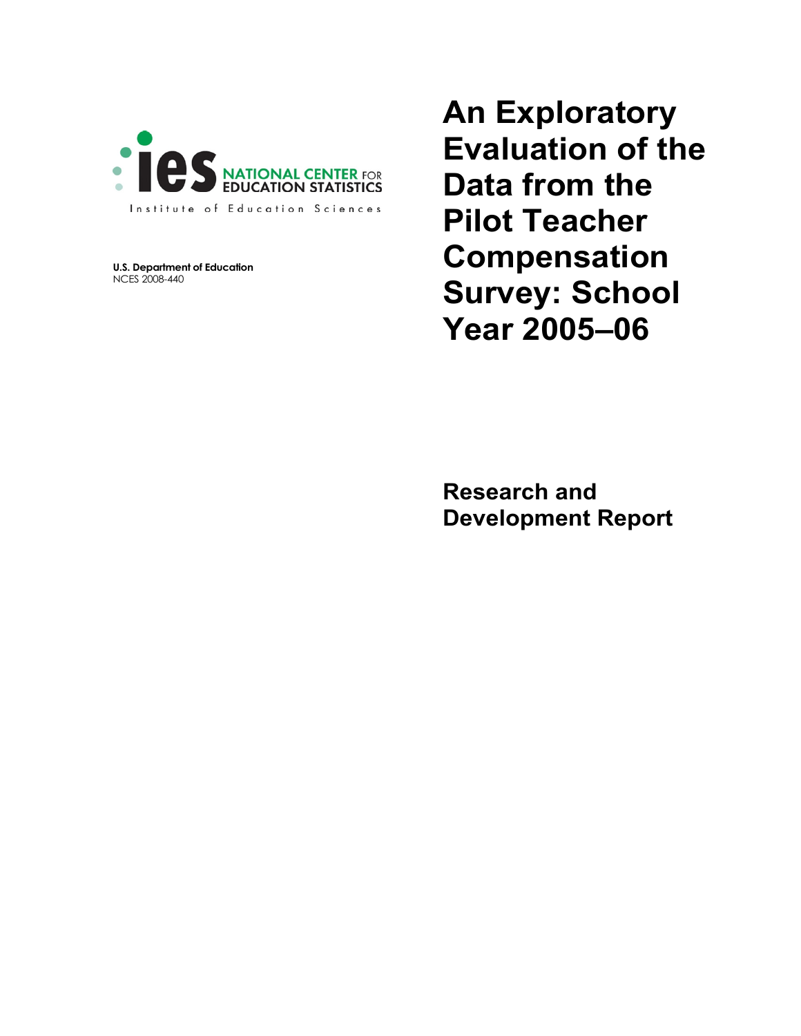ies NATIONAL CENTER FOR EDUCATION STATISTICS

Institute of Education Sciences

**U.S. Department of Education**
NCES 2008-440

# An Exploratory Evaluation of the Data from the Pilot Teacher Compensation Survey: School Year 2005–06

## Research and Development Report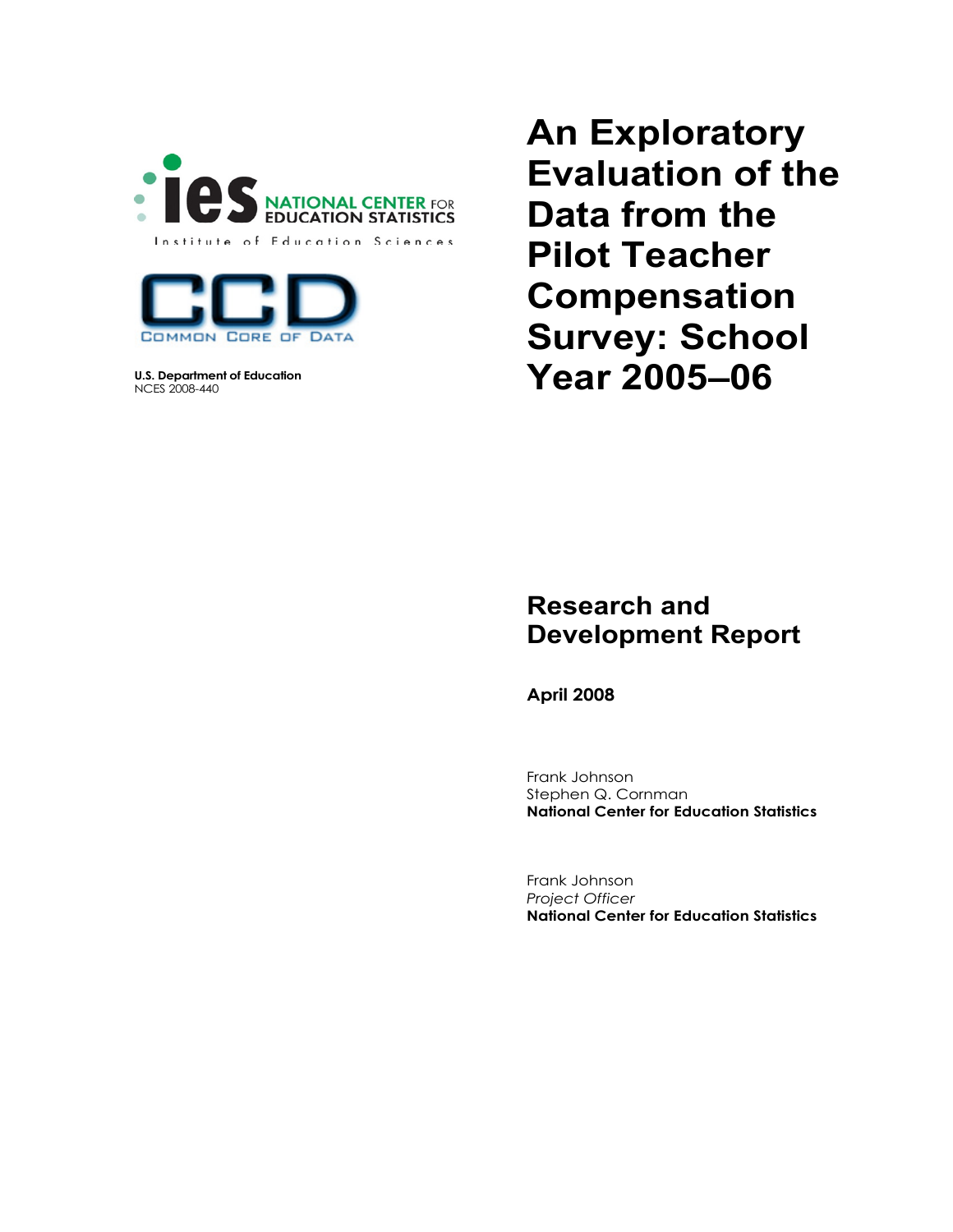U.S. Department of Education
NCES 2008-440

# An Exploratory Evaluation of the Data from the Pilot Teacher Compensation Survey: School Year 2005–06

## Research and Development Report

**April 2008**

Frank Johnson
Stephen Q. Cornman
**National Center for Education Statistics**

Frank Johnson
*Project Officer*
**National Center for Education Statistics**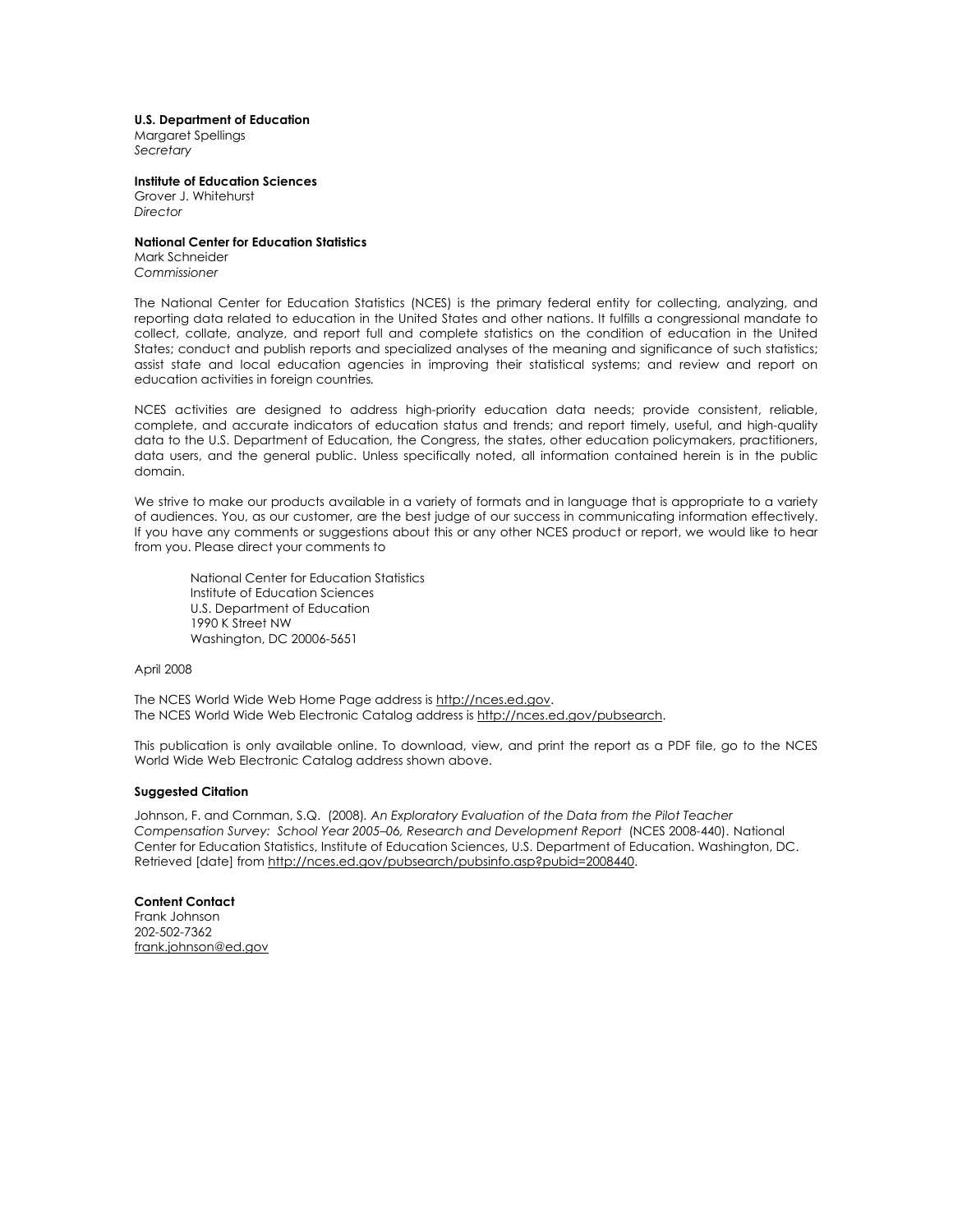**U.S. Department of Education**
Margaret Spellings
*Secretary*

**Institute of Education Sciences**
Grover J. Whitehurst
*Director*

**National Center for Education Statistics**
Mark Schneider
*Commissioner*

The National Center for Education Statistics (NCES) is the primary federal entity for collecting, analyzing, and reporting data related to education in the United States and other nations. It fulfills a congressional mandate to collect, collate, analyze, and report full and complete statistics on the condition of education in the United States; conduct and publish reports and specialized analyses of the meaning and significance of such statistics; assist state and local education agencies in improving their statistical systems; and review and report on education activities in foreign countries.

NCES activities are designed to address high-priority education data needs; provide consistent, reliable, complete, and accurate indicators of education status and trends; and report timely, useful, and high-quality data to the U.S. Department of Education, the Congress, the states, other education policymakers, practitioners, data users, and the general public. Unless specifically noted, all information contained herein is in the public domain.

We strive to make our products available in a variety of formats and in language that is appropriate to a variety of audiences. You, as our customer, are the best judge of our success in communicating information effectively. If you have any comments or suggestions about this or any other NCES product or report, we would like to hear from you. Please direct your comments to

National Center for Education Statistics
Institute of Education Sciences
U.S. Department of Education
1990 K Street NW
Washington, DC 20006-5651

April 2008

The NCES World Wide Web Home Page address is http://nces.ed.gov.
The NCES World Wide Web Electronic Catalog address is http://nces.ed.gov/pubsearch.

This publication is only available online. To download, view, and print the report as a PDF file, go to the NCES World Wide Web Electronic Catalog address shown above.

**Suggested Citation**

Johnson, F. and Cornman, S.Q. (2008). *An Exploratory Evaluation of the Data from the Pilot Teacher Compensation Survey: School Year 2005–06, Research and Development Report* (NCES 2008-440). National Center for Education Statistics, Institute of Education Sciences, U.S. Department of Education. Washington, DC. Retrieved [date] from http://nces.ed.gov/pubsearch/pubsinfo.asp?pubid=2008440.

**Content Contact**
Frank Johnson
202-502-7362
frank.johnson@ed.gov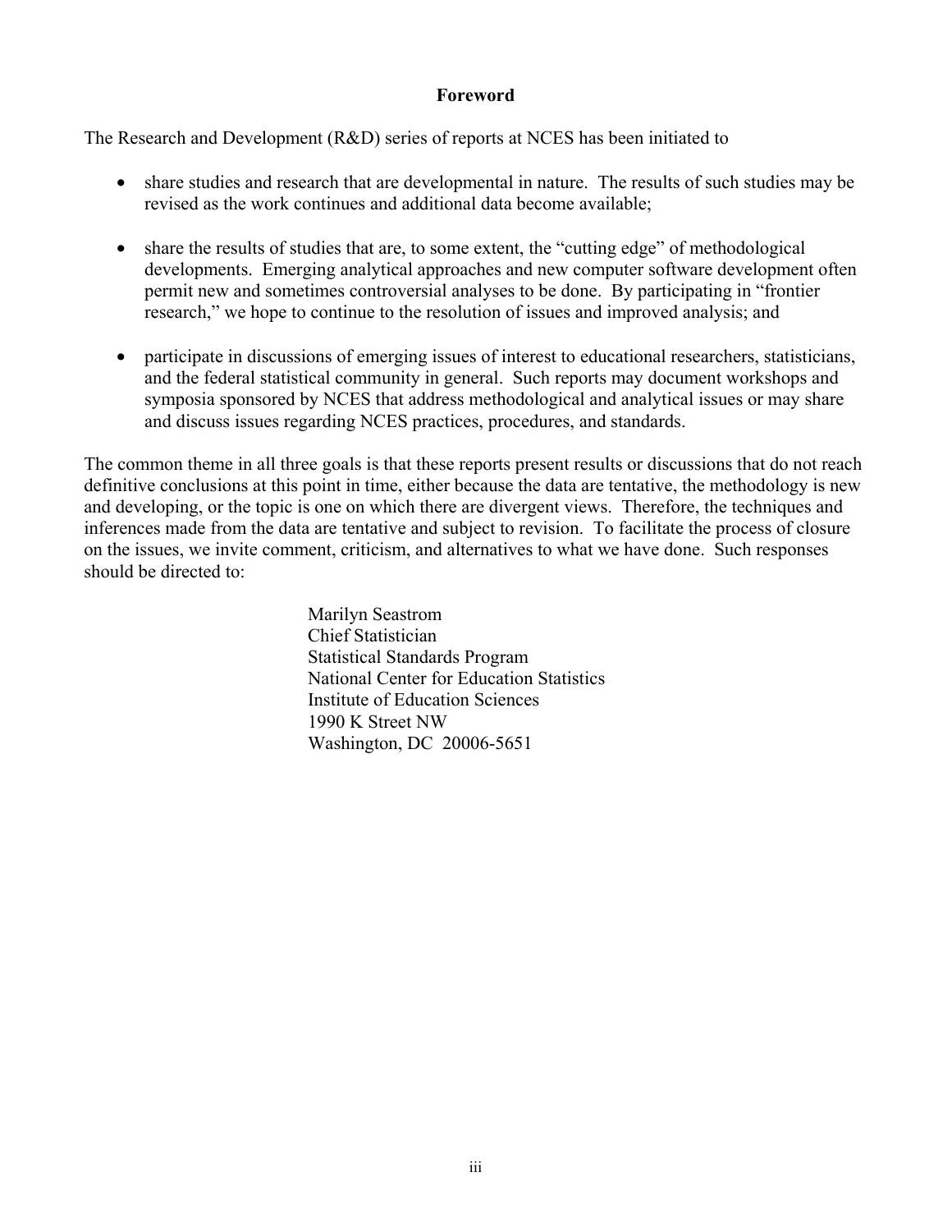# Foreword

The Research and Development (R&D) series of reports at NCES has been initiated to

- share studies and research that are developmental in nature. The results of such studies may be revised as the work continues and additional data become available;

- share the results of studies that are, to some extent, the "cutting edge" of methodological developments. Emerging analytical approaches and new computer software development often permit new and sometimes controversial analyses to be done. By participating in "frontier research," we hope to continue to the resolution of issues and improved analysis; and

- participate in discussions of emerging issues of interest to educational researchers, statisticians, and the federal statistical community in general. Such reports may document workshops and symposia sponsored by NCES that address methodological and analytical issues or may share and discuss issues regarding NCES practices, procedures, and standards.

The common theme in all three goals is that these reports present results or discussions that do not reach definitive conclusions at this point in time, either because the data are tentative, the methodology is new and developing, or the topic is one on which there are divergent views. Therefore, the techniques and inferences made from the data are tentative and subject to revision. To facilitate the process of closure on the issues, we invite comment, criticism, and alternatives to what we have done. Such responses should be directed to:

Marilyn Seastrom  
Chief Statistician  
Statistical Standards Program  
National Center for Education Statistics  
Institute of Education Sciences  
1990 K Street NW  
Washington, DC 20006-5651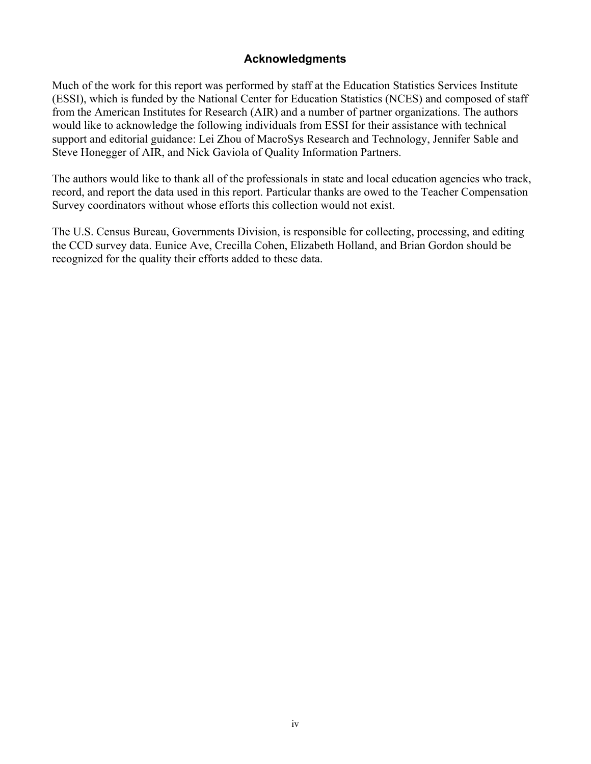## Acknowledgments

Much of the work for this report was performed by staff at the Education Statistics Services Institute (ESSI), which is funded by the National Center for Education Statistics (NCES) and composed of staff from the American Institutes for Research (AIR) and a number of partner organizations. The authors would like to acknowledge the following individuals from ESSI for their assistance with technical support and editorial guidance: Lei Zhou of MacroSys Research and Technology, Jennifer Sable and Steve Honegger of AIR, and Nick Gaviola of Quality Information Partners.

The authors would like to thank all of the professionals in state and local education agencies who track, record, and report the data used in this report. Particular thanks are owed to the Teacher Compensation Survey coordinators without whose efforts this collection would not exist.

The U.S. Census Bureau, Governments Division, is responsible for collecting, processing, and editing the CCD survey data. Eunice Ave, Crecilla Cohen, Elizabeth Holland, and Brian Gordon should be recognized for the quality their efforts added to these data.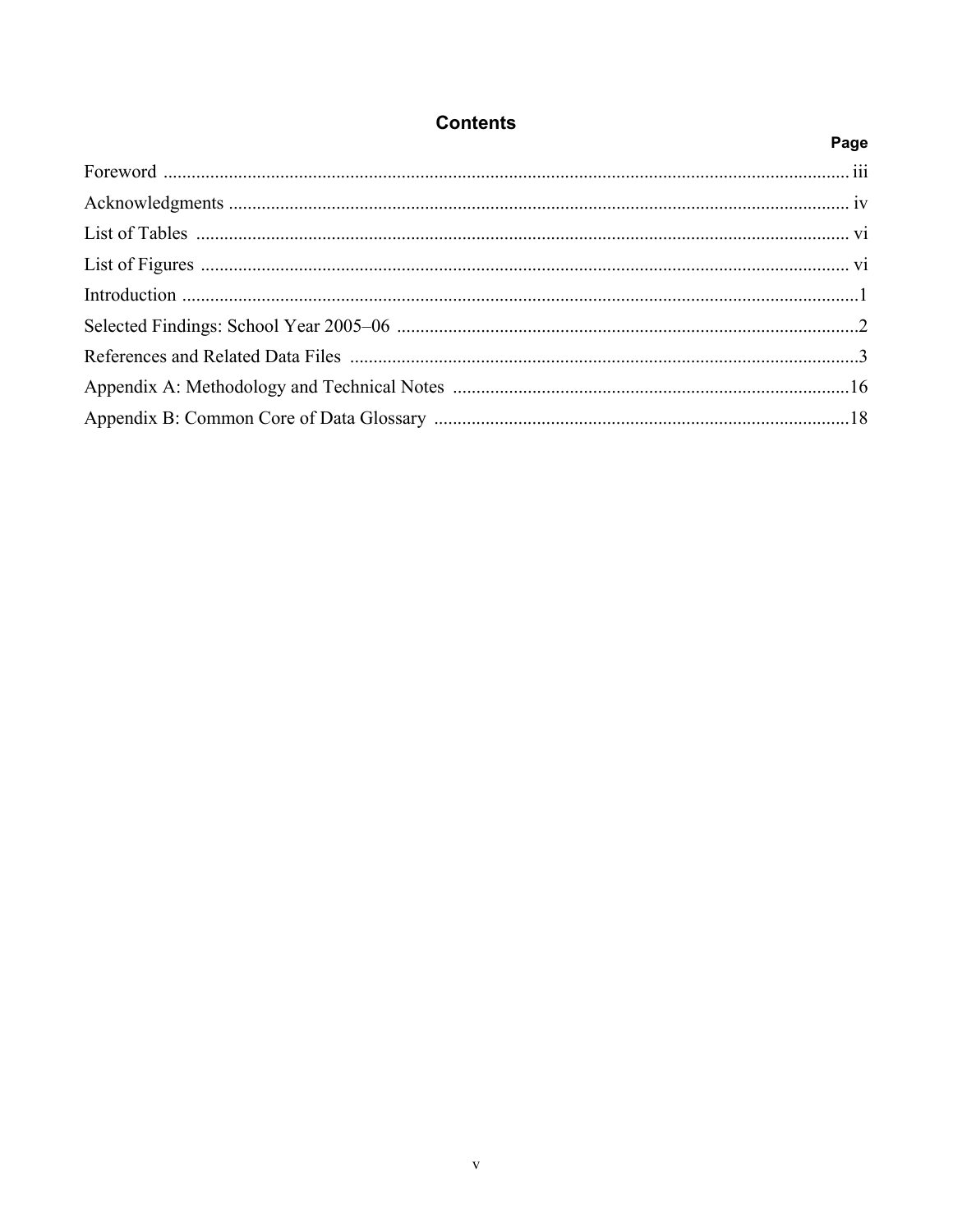## Contents

| | Page |
|---|---|
| Foreword | iii |
| Acknowledgments | iv |
| List of Tables | vi |
| List of Figures | vi |
| Introduction | 1 |
| Selected Findings: School Year 2005–06 | 2 |
| References and Related Data Files | 3 |
| Appendix A: Methodology and Technical Notes | 16 |
| Appendix B: Common Core of Data Glossary | 18 |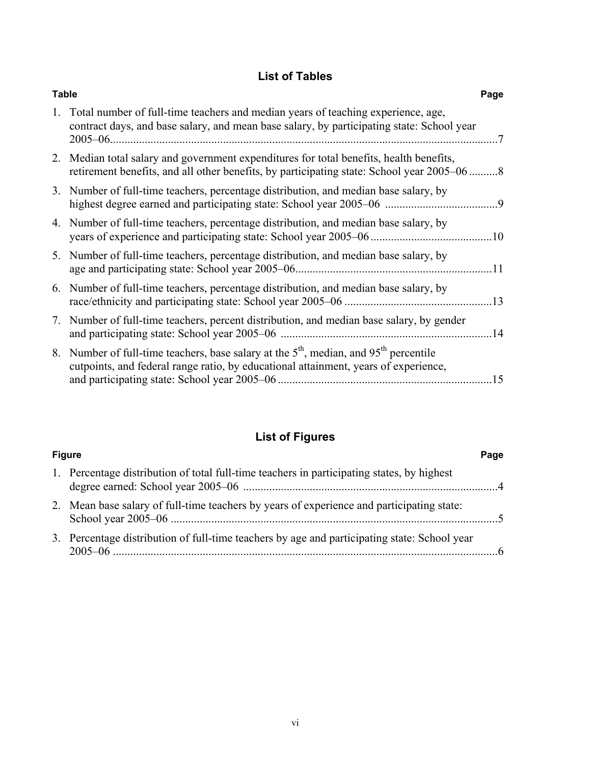## List of Tables

| Table | Page |
|---|---|
| 1. Total number of full-time teachers and median years of teaching experience, age, contract days, and base salary, and mean base salary, by participating state: School year 2005–06 | 7 |
| 2. Median total salary and government expenditures for total benefits, health benefits, retirement benefits, and all other benefits, by participating state: School year 2005–06 | 8 |
| 3. Number of full-time teachers, percentage distribution, and median base salary, by highest degree earned and participating state: School year 2005–06 | 9 |
| 4. Number of full-time teachers, percentage distribution, and median base salary, by years of experience and participating state: School year 2005–06 | 10 |
| 5. Number of full-time teachers, percentage distribution, and median base salary, by age and participating state: School year 2005–06 | 11 |
| 6. Number of full-time teachers, percentage distribution, and median base salary, by race/ethnicity and participating state: School year 2005–06 | 13 |
| 7. Number of full-time teachers, percent distribution, and median base salary, by gender and participating state: School year 2005–06 | 14 |
| 8. Number of full-time teachers, base salary at the $5^{th}$, median, and $95^{th}$ percentile cutpoints, and federal range ratio, by educational attainment, years of experience, and participating state: School year 2005–06 | 15 |

## List of Figures

| Figure | Page |
|---|---|
| 1. Percentage distribution of total full-time teachers in participating states, by highest degree earned: School year 2005–06 | 4 |
| 2. Mean base salary of full-time teachers by years of experience and participating state: School year 2005–06 | 5 |
| 3. Percentage distribution of full-time teachers by age and participating state: School year 2005–06 | 6 |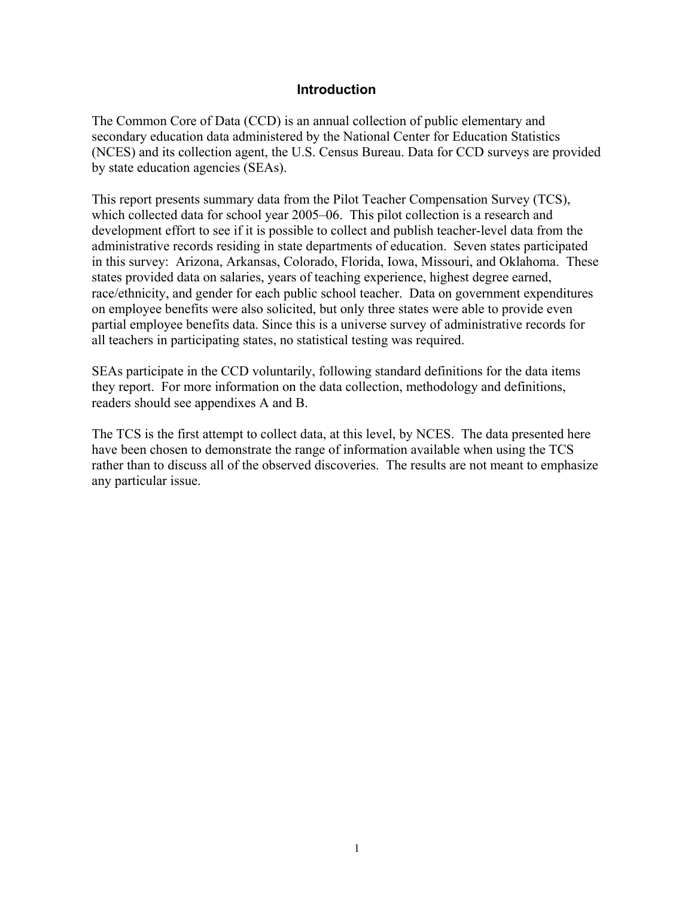## Introduction

The Common Core of Data (CCD) is an annual collection of public elementary and secondary education data administered by the National Center for Education Statistics (NCES) and its collection agent, the U.S. Census Bureau. Data for CCD surveys are provided by state education agencies (SEAs).

This report presents summary data from the Pilot Teacher Compensation Survey (TCS), which collected data for school year 2005–06. This pilot collection is a research and development effort to see if it is possible to collect and publish teacher-level data from the administrative records residing in state departments of education. Seven states participated in this survey: Arizona, Arkansas, Colorado, Florida, Iowa, Missouri, and Oklahoma. These states provided data on salaries, years of teaching experience, highest degree earned, race/ethnicity, and gender for each public school teacher. Data on government expenditures on employee benefits were also solicited, but only three states were able to provide even partial employee benefits data. Since this is a universe survey of administrative records for all teachers in participating states, no statistical testing was required.

SEAs participate in the CCD voluntarily, following standard definitions for the data items they report. For more information on the data collection, methodology and definitions, readers should see appendixes A and B.

The TCS is the first attempt to collect data, at this level, by NCES. The data presented here have been chosen to demonstrate the range of information available when using the TCS rather than to discuss all of the observed discoveries. The results are not meant to emphasize any particular issue.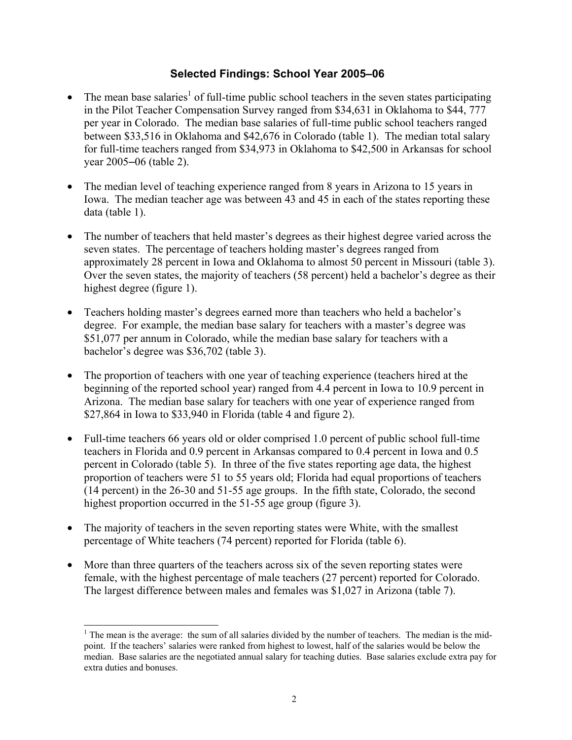### Selected Findings: School Year 2005–06

- The mean base salaries[1] of full-time public school teachers in the seven states participating in the Pilot Teacher Compensation Survey ranged from $34,631 in Oklahoma to $44, 777 per year in Colorado. The median base salaries of full-time public school teachers ranged between $33,516 in Oklahoma and $42,676 in Colorado (table 1). The median total salary for full-time teachers ranged from $34,973 in Oklahoma to $42,500 in Arkansas for school year 2005–06 (table 2).

- The median level of teaching experience ranged from 8 years in Arizona to 15 years in Iowa. The median teacher age was between 43 and 45 in each of the states reporting these data (table 1).

- The number of teachers that held master's degrees as their highest degree varied across the seven states. The percentage of teachers holding master's degrees ranged from approximately 28 percent in Iowa and Oklahoma to almost 50 percent in Missouri (table 3). Over the seven states, the majority of teachers (58 percent) held a bachelor's degree as their highest degree (figure 1).

- Teachers holding master's degrees earned more than teachers who held a bachelor's degree. For example, the median base salary for teachers with a master's degree was $51,077 per annum in Colorado, while the median base salary for teachers with a bachelor's degree was $36,702 (table 3).

- The proportion of teachers with one year of teaching experience (teachers hired at the beginning of the reported school year) ranged from 4.4 percent in Iowa to 10.9 percent in Arizona. The median base salary for teachers with one year of experience ranged from $27,864 in Iowa to $33,940 in Florida (table 4 and figure 2).

- Full-time teachers 66 years old or older comprised 1.0 percent of public school full-time teachers in Florida and 0.9 percent in Arkansas compared to 0.4 percent in Iowa and 0.5 percent in Colorado (table 5). In three of the five states reporting age data, the highest proportion of teachers were 51 to 55 years old; Florida had equal proportions of teachers (14 percent) in the 26-30 and 51-55 age groups. In the fifth state, Colorado, the second highest proportion occurred in the 51-55 age group (figure 3).

- The majority of teachers in the seven reporting states were White, with the smallest percentage of White teachers (74 percent) reported for Florida (table 6).

- More than three quarters of the teachers across six of the seven reporting states were female, with the highest percentage of male teachers (27 percent) reported for Colorado. The largest difference between males and females was $1,027 in Arizona (table 7).

---

[1] The mean is the average: the sum of all salaries divided by the number of teachers. The median is the mid-point. If the teachers' salaries were ranked from highest to lowest, half of the salaries would be below the median. Base salaries are the negotiated annual salary for teaching duties. Base salaries exclude extra pay for extra duties and bonuses.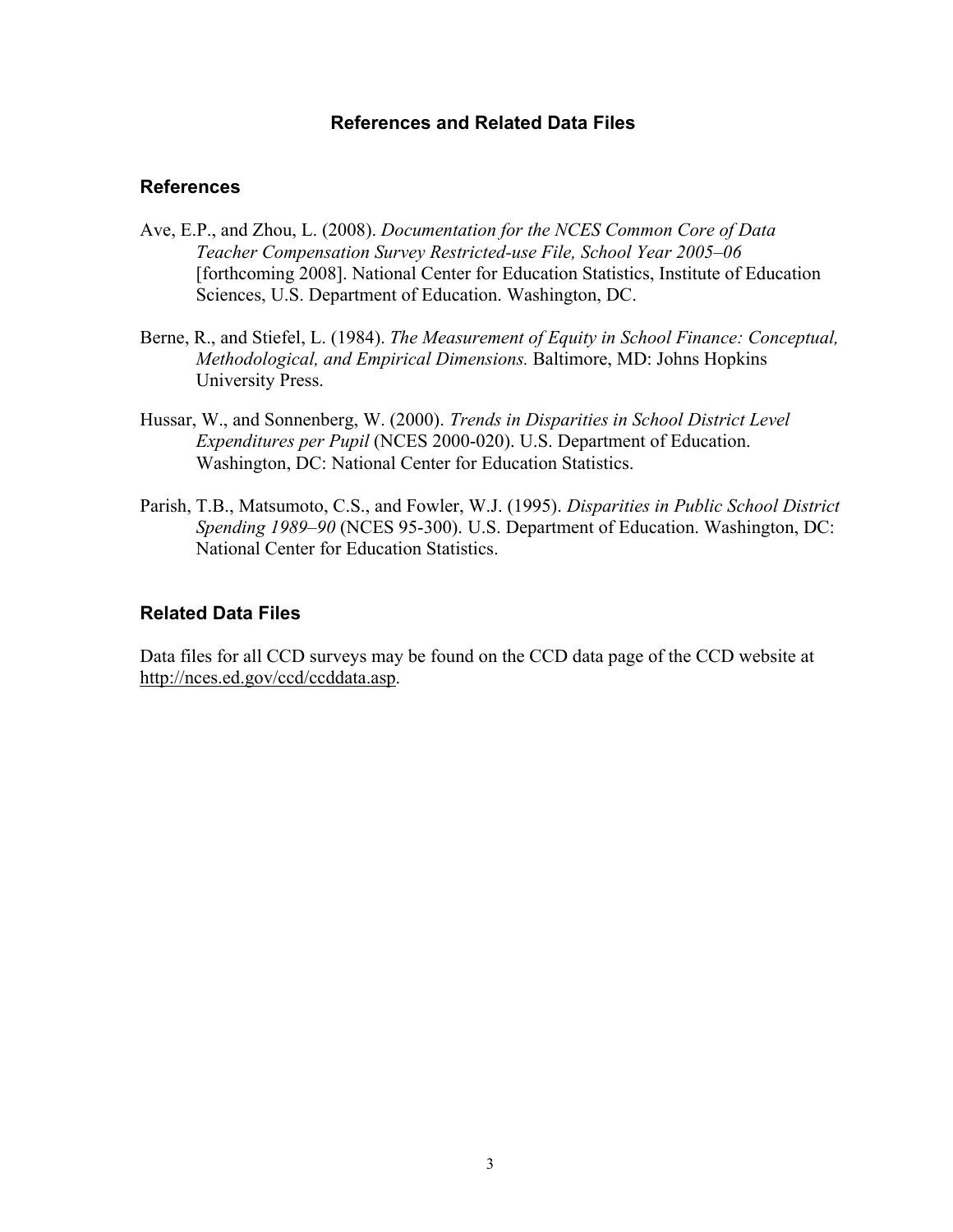# References and Related Data Files

## References

Ave, E.P., and Zhou, L. (2008). *Documentation for the NCES Common Core of Data Teacher Compensation Survey Restricted-use File, School Year 2005–06* [forthcoming 2008]. National Center for Education Statistics, Institute of Education Sciences, U.S. Department of Education. Washington, DC.

Berne, R., and Stiefel, L. (1984). *The Measurement of Equity in School Finance: Conceptual, Methodological, and Empirical Dimensions.* Baltimore, MD: Johns Hopkins University Press.

Hussar, W., and Sonnenberg, W. (2000). *Trends in Disparities in School District Level Expenditures per Pupil* (NCES 2000-020). U.S. Department of Education. Washington, DC: National Center for Education Statistics.

Parish, T.B., Matsumoto, C.S., and Fowler, W.J. (1995). *Disparities in Public School District Spending 1989–90* (NCES 95-300). U.S. Department of Education. Washington, DC: National Center for Education Statistics.

## Related Data Files

Data files for all CCD surveys may be found on the CCD data page of the CCD website at http://nces.ed.gov/ccd/ccddata.asp.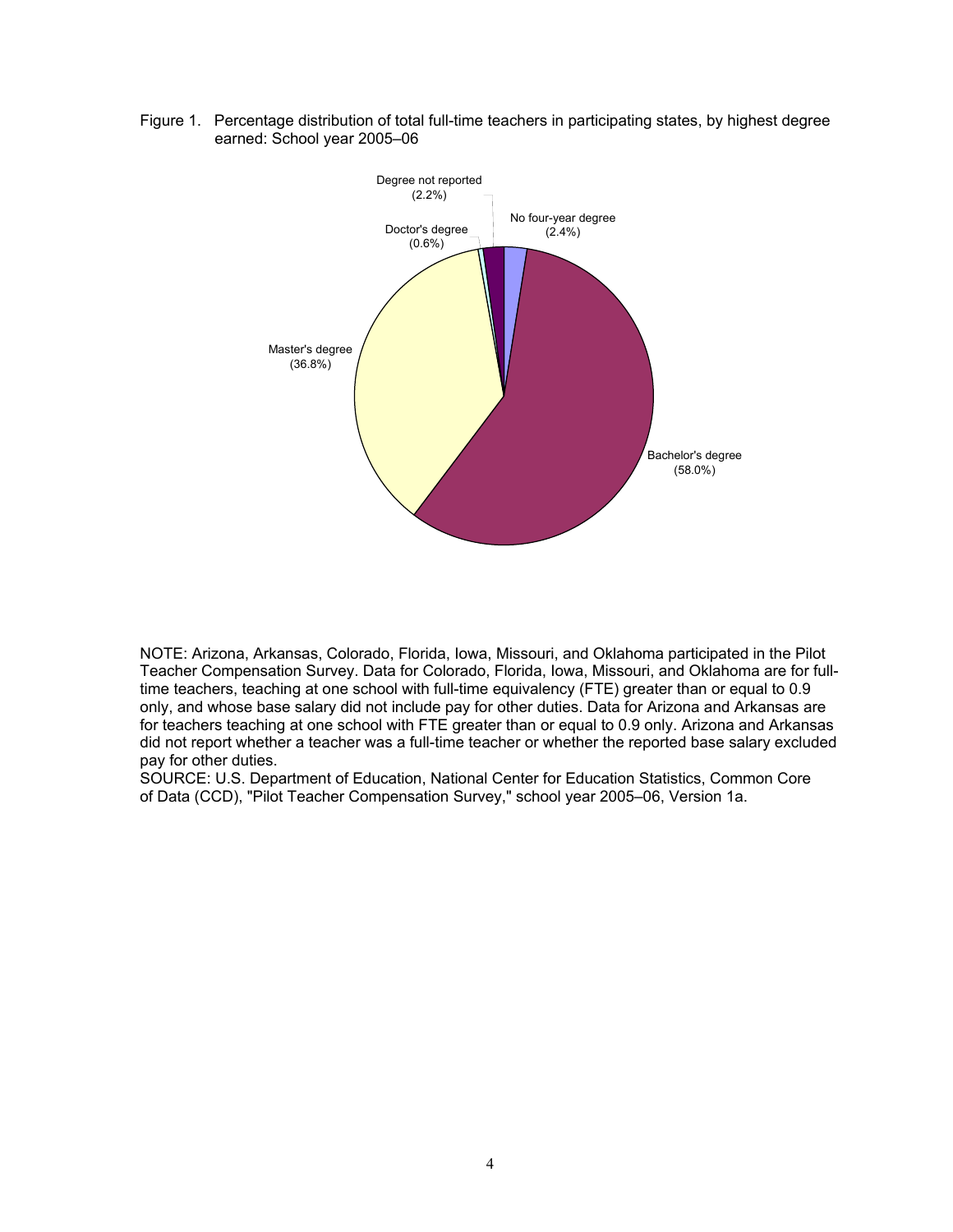Figure 1. Percentage distribution of total full-time teachers in participating states, by highest degree earned: School year 2005–06

Degree not reported (2.2%)

No four-year degree (2.4%)

Doctor's degree (0.6%)

Master's degree (36.8%)

Bachelor's degree (58.0%)

NOTE: Arizona, Arkansas, Colorado, Florida, Iowa, Missouri, and Oklahoma participated in the Pilot Teacher Compensation Survey. Data for Colorado, Florida, Iowa, Missouri, and Oklahoma are for full-time teachers, teaching at one school with full-time equivalency (FTE) greater than or equal to 0.9 only, and whose base salary did not include pay for other duties. Data for Arizona and Arkansas are for teachers teaching at one school with FTE greater than or equal to 0.9 only. Arizona and Arkansas did not report whether a teacher was a full-time teacher or whether the reported base salary excluded pay for other duties.
SOURCE: U.S. Department of Education, National Center for Education Statistics, Common Core of Data (CCD), "Pilot Teacher Compensation Survey," school year 2005–06, Version 1a.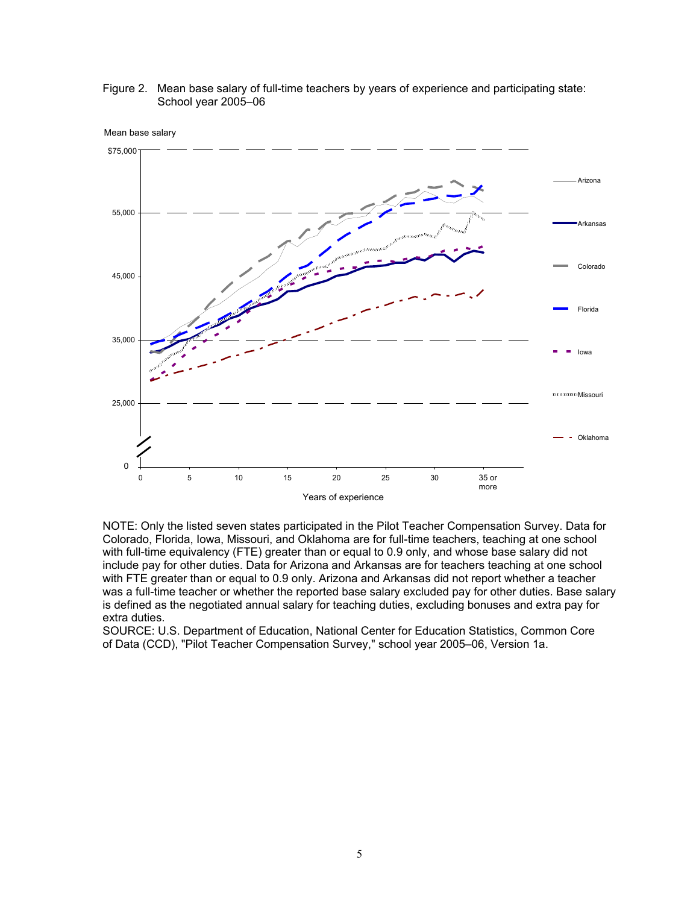Figure 2. Mean base salary of full-time teachers by years of experience and participating state: School year 2005–06

NOTE: Only the listed seven states participated in the Pilot Teacher Compensation Survey. Data for Colorado, Florida, Iowa, Missouri, and Oklahoma are for full-time teachers, teaching at one school with full-time equivalency (FTE) greater than or equal to 0.9 only, and whose base salary did not include pay for other duties. Data for Arizona and Arkansas are for teachers teaching at one school with FTE greater than or equal to 0.9 only. Arizona and Arkansas did not report whether a teacher was a full-time teacher or whether the reported base salary excluded pay for other duties. Base salary is defined as the negotiated annual salary for teaching duties, excluding bonuses and extra pay for extra duties.

SOURCE: U.S. Department of Education, National Center for Education Statistics, Common Core of Data (CCD), "Pilot Teacher Compensation Survey," school year 2005–06, Version 1a.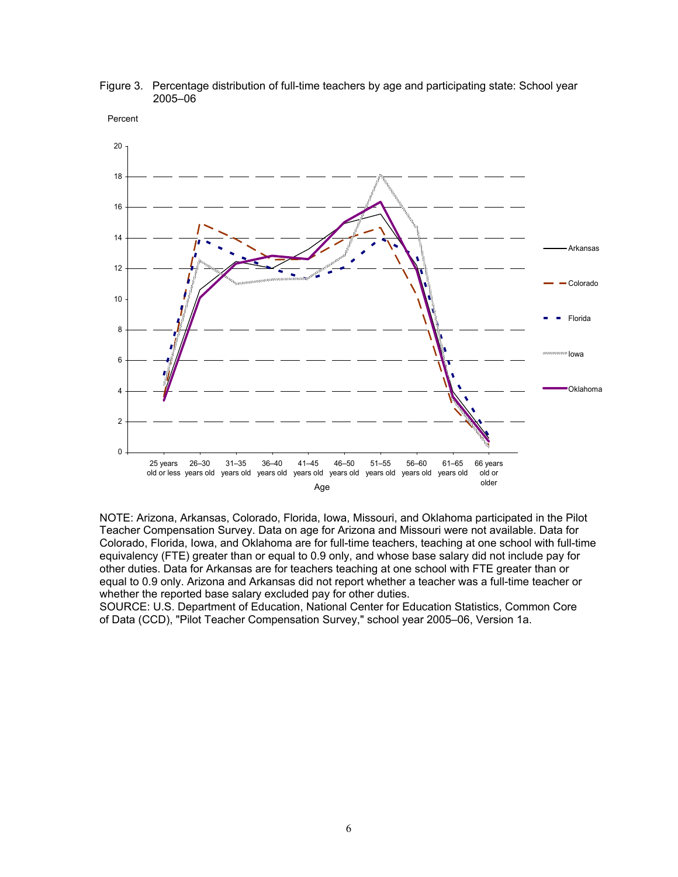Figure 3. Percentage distribution of full-time teachers by age and participating state: School year 2005–06

NOTE: Arizona, Arkansas, Colorado, Florida, Iowa, Missouri, and Oklahoma participated in the Pilot Teacher Compensation Survey. Data on age for Arizona and Missouri were not available. Data for Colorado, Florida, Iowa, and Oklahoma are for full-time teachers, teaching at one school with full-time equivalency (FTE) greater than or equal to 0.9 only, and whose base salary did not include pay for other duties. Data for Arkansas are for teachers teaching at one school with FTE greater than or equal to 0.9 only. Arizona and Arkansas did not report whether a teacher was a full-time teacher or whether the reported base salary excluded pay for other duties.
SOURCE: U.S. Department of Education, National Center for Education Statistics, Common Core of Data (CCD), "Pilot Teacher Compensation Survey," school year 2005–06, Version 1a.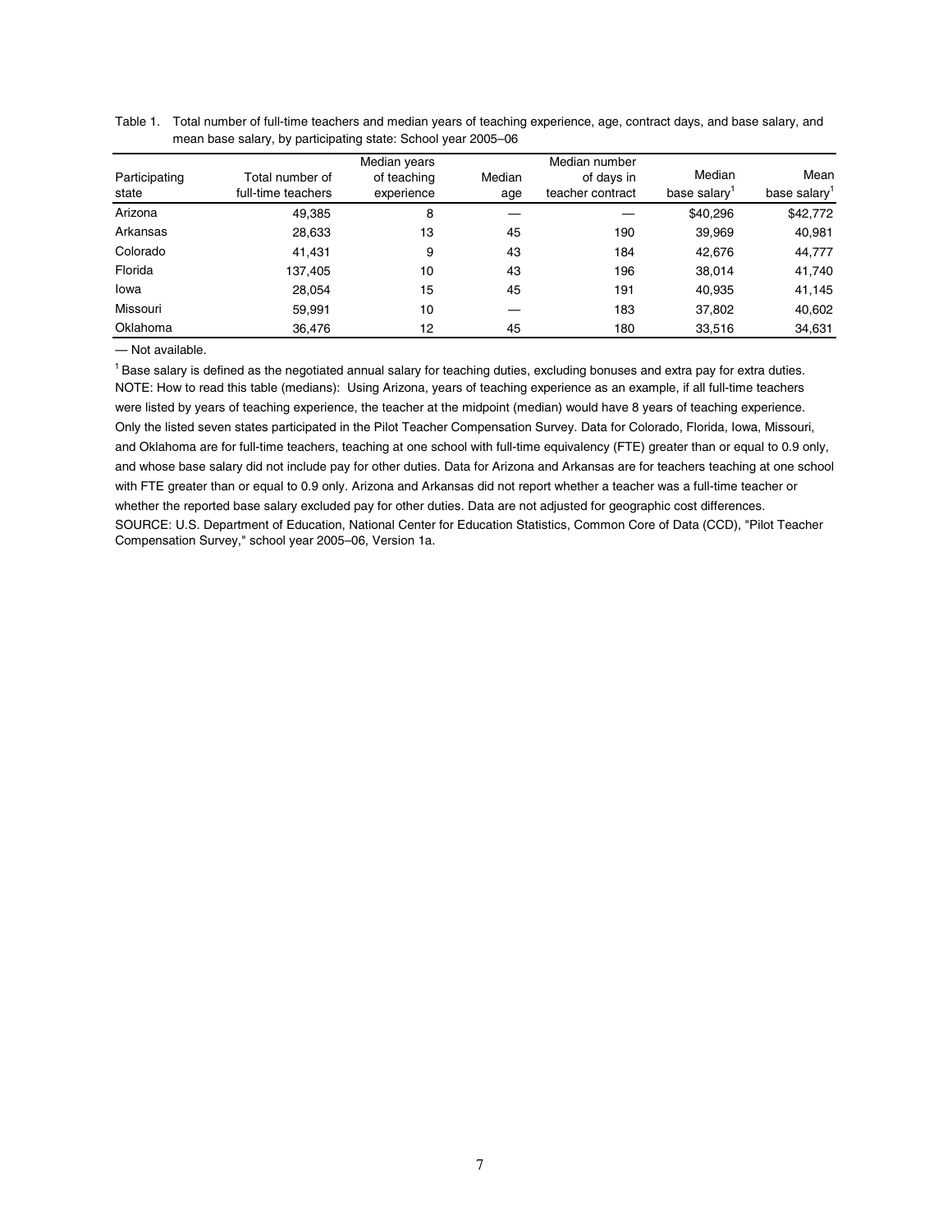Table 1. Total number of full-time teachers and median years of teaching experience, age, contract days, and base salary, and mean base salary, by participating state: School year 2005–06

| Participating state | Total number of full-time teachers | Median years of teaching experience | Median age | Median number of days in teacher contract | Median base salary[1] | Mean base salary[1] |
|---|---|---|---|---|---|---|
| Arizona | 49,385 | 8 | — | — | $40,296 | $42,772 |
| Arkansas | 28,633 | 13 | 45 | 190 | 39,969 | 40,981 |
| Colorado | 41,431 | 9 | 43 | 184 | 42,676 | 44,777 |
| Florida | 137,405 | 10 | 43 | 196 | 38,014 | 41,740 |
| Iowa | 28,054 | 15 | 45 | 191 | 40,935 | 41,145 |
| Missouri | 59,991 | 10 | — | 183 | 37,802 | 40,602 |
| Oklahoma | 36,476 | 12 | 45 | 180 | 33,516 | 34,631 |

— Not available.

[1] Base salary is defined as the negotiated annual salary for teaching duties, excluding bonuses and extra pay for extra duties.

NOTE: How to read this table (medians): Using Arizona, years of teaching experience as an example, if all full-time teachers were listed by years of teaching experience, the teacher at the midpoint (median) would have 8 years of teaching experience. Only the listed seven states participated in the Pilot Teacher Compensation Survey. Data for Colorado, Florida, Iowa, Missouri, and Oklahoma are for full-time teachers, teaching at one school with full-time equivalency (FTE) greater than or equal to 0.9 only, and whose base salary did not include pay for other duties. Data for Arizona and Arkansas are for teachers teaching at one school with FTE greater than or equal to 0.9 only. Arizona and Arkansas did not report whether a teacher was a full-time teacher or whether the reported base salary excluded pay for other duties. Data are not adjusted for geographic cost differences.

SOURCE: U.S. Department of Education, National Center for Education Statistics, Common Core of Data (CCD), "Pilot Teacher Compensation Survey," school year 2005–06, Version 1a.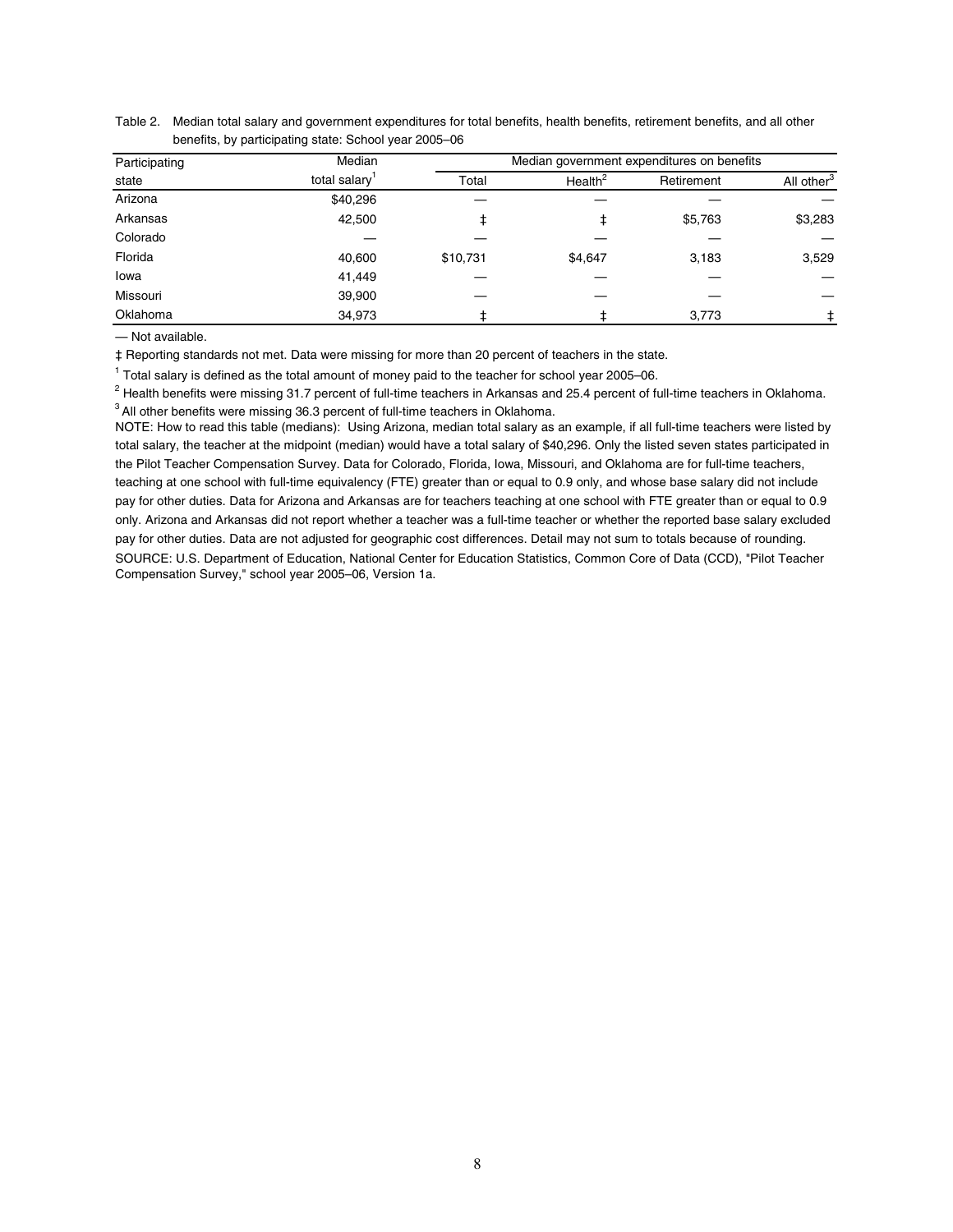Table 2. Median total salary and government expenditures for total benefits, health benefits, retirement benefits, and all other benefits, by participating state: School year 2005–06

| Participating state | Median total salary[1] | Median government expenditures on benefits | | | |
|---|---|---|---|---|---|
| | | Total | Health[2] | Retirement | All other[3] |
| Arizona | $40,296 | — | — | — | — |
| Arkansas | 42,500 | ‡ | ‡ | $5,763 | $3,283 |
| Colorado | — | — | — | — | — |
| Florida | 40,600 | $10,731 | $4,647 | 3,183 | 3,529 |
| Iowa | 41,449 | — | — | — | — |
| Missouri | 39,900 | — | — | — | — |
| Oklahoma | 34,973 | ‡ | ‡ | 3,773 | ‡ |

— Not available.

‡ Reporting standards not met. Data were missing for more than 20 percent of teachers in the state.

[1] Total salary is defined as the total amount of money paid to the teacher for school year 2005–06.

[2] Health benefits were missing 31.7 percent of full-time teachers in Arkansas and 25.4 percent of full-time teachers in Oklahoma.

[3] All other benefits were missing 36.3 percent of full-time teachers in Oklahoma.

NOTE: How to read this table (medians): Using Arizona, median total salary as an example, if all full-time teachers were listed by total salary, the teacher at the midpoint (median) would have a total salary of $40,296. Only the listed seven states participated in the Pilot Teacher Compensation Survey. Data for Colorado, Florida, Iowa, Missouri, and Oklahoma are for full-time teachers, teaching at one school with full-time equivalency (FTE) greater than or equal to 0.9 only, and whose base salary did not include pay for other duties. Data for Arizona and Arkansas are for teachers teaching at one school with FTE greater than or equal to 0.9 only. Arizona and Arkansas did not report whether a teacher was a full-time teacher or whether the reported base salary excluded pay for other duties. Data are not adjusted for geographic cost differences. Detail may not sum to totals because of rounding.

SOURCE: U.S. Department of Education, National Center for Education Statistics, Common Core of Data (CCD), "Pilot Teacher Compensation Survey," school year 2005–06, Version 1a.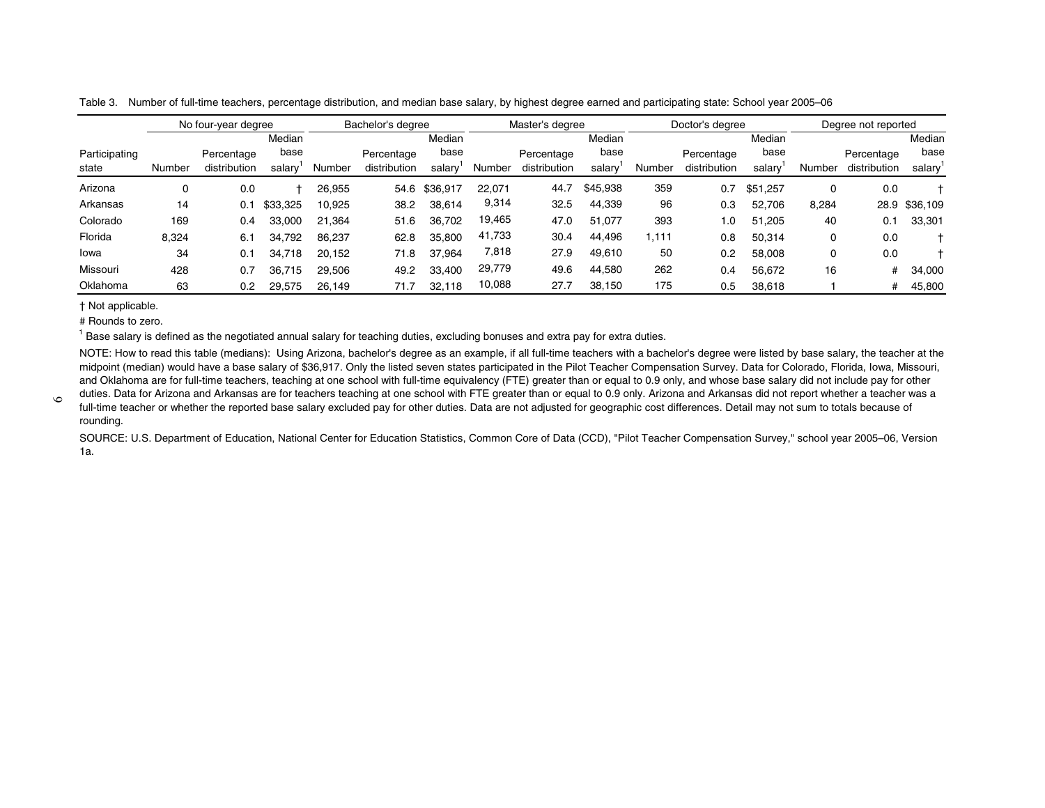Table 3. Number of full-time teachers, percentage distribution, and median base salary, by highest degree earned and participating state: School year 2005–06

| Participating state | No four-year degree | | | Bachelor's degree | | | Master's degree | | | Doctor's degree | | | Degree not reported | | |
|---|---|---|---|---|---|---|---|---|---|---|---|---|---|---|---|
| | Number | Percentage distribution | Median base salary[1] | Number | Percentage distribution | Median base salary[1] | Number | Percentage distribution | Median base salary[1] | Number | Percentage distribution | Median base salary[1] | Number | Percentage distribution | Median base salary[1] |
| Arizona | 0 | 0.0 | † | 26,955 | 54.6 | $36,917 | 22,071 | 44.7 | $45,938 | 359 | 0.7 | $51,257 | 0 | 0.0 | † |
| Arkansas | 14 | 0.1 | $33,325 | 10,925 | 38.2 | 38,614 | 9,314 | 32.5 | 44,339 | 96 | 0.3 | 52,706 | 8,284 | 28.9 | $36,109 |
| Colorado | 169 | 0.4 | 33,000 | 21,364 | 51.6 | 36,702 | 19,465 | 47.0 | 51,077 | 393 | 1.0 | 51,205 | 40 | 0.1 | 33,301 |
| Florida | 8,324 | 6.1 | 34,792 | 86,237 | 62.8 | 35,800 | 41,733 | 30.4 | 44,496 | 1,111 | 0.8 | 50,314 | 0 | 0.0 | † |
| Iowa | 34 | 0.1 | 34,718 | 20,152 | 71.8 | 37,964 | 7,818 | 27.9 | 49,610 | 50 | 0.2 | 58,008 | 0 | 0.0 | † |
| Missouri | 428 | 0.7 | 36,715 | 29,506 | 49.2 | 33,400 | 29,779 | 49.6 | 44,580 | 262 | 0.4 | 56,672 | 16 | # | 34,000 |
| Oklahoma | 63 | 0.2 | 29,575 | 26,149 | 71.7 | 32,118 | 10,088 | 27.7 | 38,150 | 175 | 0.5 | 38,618 | 1 | # | 45,800 |

† Not applicable.

# Rounds to zero.

[1] Base salary is defined as the negotiated annual salary for teaching duties, excluding bonuses and extra pay for extra duties.

NOTE: How to read this table (medians): Using Arizona, bachelor's degree as an example, if all full-time teachers with a bachelor's degree were listed by base salary, the teacher at the midpoint (median) would have a base salary of $36,917. Only the listed seven states participated in the Pilot Teacher Compensation Survey. Data for Colorado, Florida, Iowa, Missouri, and Oklahoma are for full-time teachers, teaching at one school with full-time equivalency (FTE) greater than or equal to 0.9 only, and whose base salary did not include pay for other duties. Data for Arizona and Arkansas are for teachers teaching at one school with FTE greater than or equal to 0.9 only. Arizona and Arkansas did not report whether a teacher was a full-time teacher or whether the reported base salary excluded pay for other duties. Data are not adjusted for geographic cost differences. Detail may not sum to totals because of rounding.

SOURCE: U.S. Department of Education, National Center for Education Statistics, Common Core of Data (CCD), "Pilot Teacher Compensation Survey," school year 2005–06, Version 1a.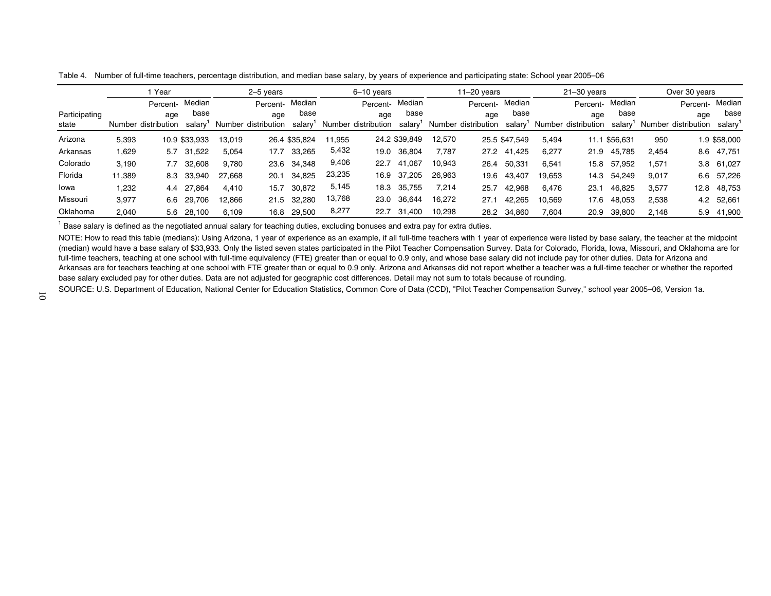Table 4. Number of full-time teachers, percentage distribution, and median base salary, by years of experience and participating state: School year 2005–06

| Participating state | 1 Year | | | 2–5 years | | | 6–10 years | | | 11–20 years | | | 21–30 years | | | Over 30 years | | |
|---|---|---|---|---|---|---|---|---|---|---|---|---|---|---|---|---|---|---|
| | Number | Percentage distribution | Median base salary[1] | Number | Percentage distribution | Median base salary[1] | Number | Percentage distribution | Median base salary[1] | Number | Percentage distribution | Median base salary[1] | Number | Percentage distribution | Median base salary[1] | Number | Percentage distribution | Median base salary[1] |
| Arizona | 5,393 | 10.9 | $33,933 | 13,019 | 26.4 | $35,824 | 11,955 | 24.2 | $39,849 | 12,570 | 25.5 | $47,549 | 5,494 | 11.1 | $56,631 | 950 | 1.9 | $58,000 |
| Arkansas | 1,629 | 5.7 | 31,522 | 5,054 | 17.7 | 33,265 | 5,432 | 19.0 | 36,804 | 7,787 | 27.2 | 41,425 | 6,277 | 21.9 | 45,785 | 2,454 | 8.6 | 47,751 |
| Colorado | 3,190 | 7.7 | 32,608 | 9,780 | 23.6 | 34,348 | 9,406 | 22.7 | 41,067 | 10,943 | 26.4 | 50,331 | 6,541 | 15.8 | 57,952 | 1,571 | 3.8 | 61,027 |
| Florida | 11,389 | 8.3 | 33,940 | 27,668 | 20.1 | 34,825 | 23,235 | 16.9 | 37,205 | 26,963 | 19.6 | 43,407 | 19,653 | 14.3 | 54,249 | 9,017 | 6.6 | 57,226 |
| Iowa | 1,232 | 4.4 | 27,864 | 4,410 | 15.7 | 30,872 | 5,145 | 18.3 | 35,755 | 7,214 | 25.7 | 42,968 | 6,476 | 23.1 | 46,825 | 3,577 | 12.8 | 48,753 |
| Missouri | 3,977 | 6.6 | 29,706 | 12,866 | 21.5 | 32,280 | 13,768 | 23.0 | 36,644 | 16,272 | 27.1 | 42,265 | 10,569 | 17.6 | 48,053 | 2,538 | 4.2 | 52,661 |
| Oklahoma | 2,040 | 5.6 | 28,100 | 6,109 | 16.8 | 29,500 | 8,277 | 22.7 | 31,400 | 10,298 | 28.2 | 34,860 | 7,604 | 20.9 | 39,800 | 2,148 | 5.9 | 41,900 |

[1] Base salary is defined as the negotiated annual salary for teaching duties, excluding bonuses and extra pay for extra duties.

NOTE: How to read this table (medians): Using Arizona, 1 year of experience as an example, if all full-time teachers with 1 year of experience were listed by base salary, the teacher at the midpoint (median) would have a base salary of $33,933. Only the listed seven states participated in the Pilot Teacher Compensation Survey. Data for Colorado, Florida, Iowa, Missouri, and Oklahoma are for full-time teachers, teaching at one school with full-time equivalency (FTE) greater than or equal to 0.9 only, and whose base salary did not include pay for other duties. Data for Arizona and Arkansas are for teachers teaching at one school with FTE greater than or equal to 0.9 only. Arizona and Arkansas did not report whether a teacher was a full-time teacher or whether the reported base salary excluded pay for other duties. Data are not adjusted for geographic cost differences. Detail may not sum to totals because of rounding.

SOURCE: U.S. Department of Education, National Center for Education Statistics, Common Core of Data (CCD), "Pilot Teacher Compensation Survey," school year 2005–06, Version 1a.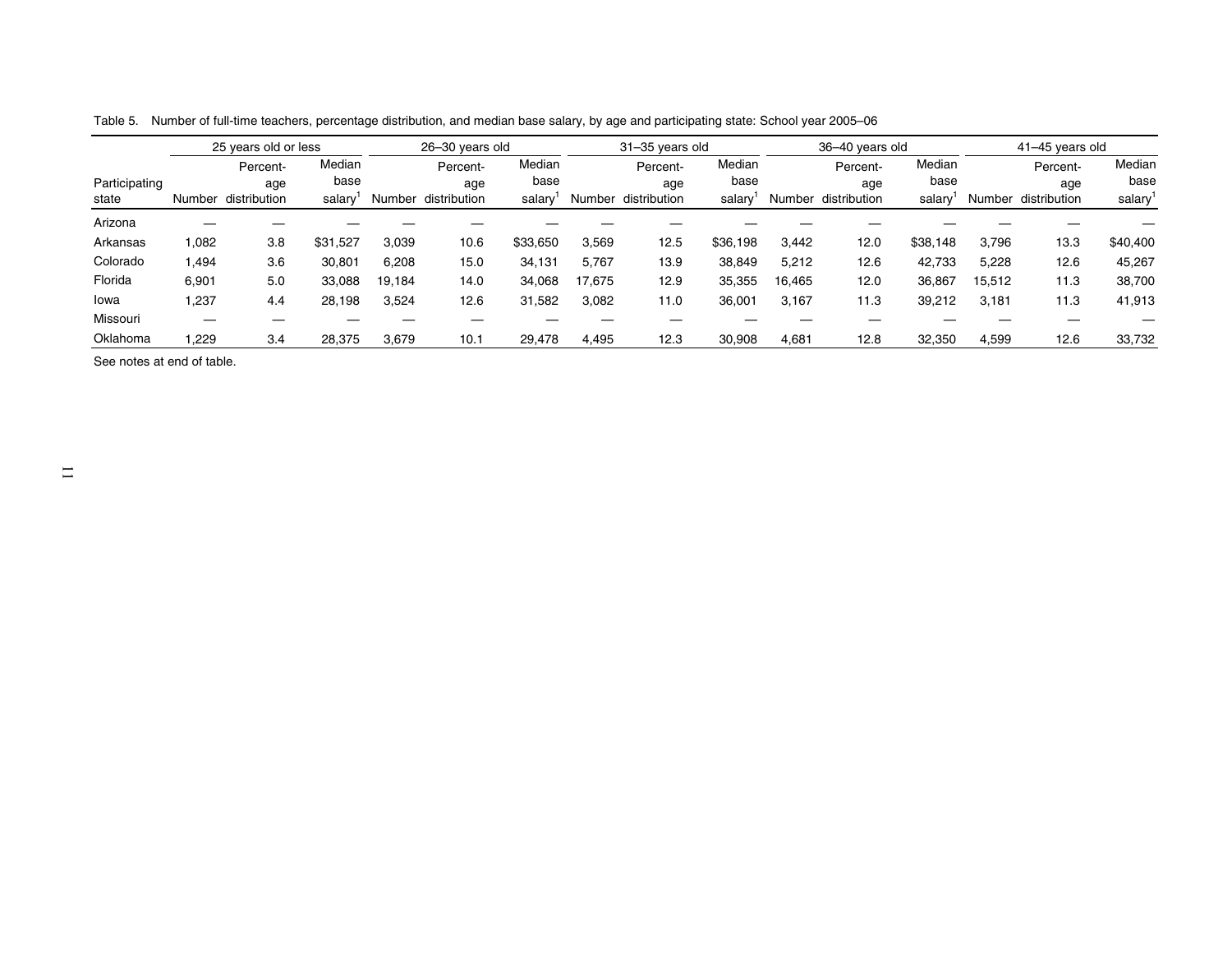Table 5. Number of full-time teachers, percentage distribution, and median base salary, by age and participating state: School year 2005–06

| Participating state | 25 years old or less | | | 26–30 years old | | | 31–35 years old | | | 36–40 years old | | | 41–45 years old | | |
|---|---|---|---|---|---|---|---|---|---|---|---|---|---|---|---|
| | Number | Percentage distribution | Median base salary[1] | Number | Percentage distribution | Median base salary[1] | Number | Percentage distribution | Median base salary[1] | Number | Percentage distribution | Median base salary[1] | Number | Percentage distribution | Median base salary[1] |
| Arizona | — | — | — | — | — | — | — | — | — | — | — | — | — | — | — |
| Arkansas | 1,082 | 3.8 | $31,527 | 3,039 | 10.6 | $33,650 | 3,569 | 12.5 | $36,198 | 3,442 | 12.0 | $38,148 | 3,796 | 13.3 | $40,400 |
| Colorado | 1,494 | 3.6 | 30,801 | 6,208 | 15.0 | 34,131 | 5,767 | 13.9 | 38,849 | 5,212 | 12.6 | 42,733 | 5,228 | 12.6 | 45,267 |
| Florida | 6,901 | 5.0 | 33,088 | 19,184 | 14.0 | 34,068 | 17,675 | 12.9 | 35,355 | 16,465 | 12.0 | 36,867 | 15,512 | 11.3 | 38,700 |
| Iowa | 1,237 | 4.4 | 28,198 | 3,524 | 12.6 | 31,582 | 3,082 | 11.0 | 36,001 | 3,167 | 11.3 | 39,212 | 3,181 | 11.3 | 41,913 |
| Missouri | — | — | — | — | — | — | — | — | — | — | — | — | — | — | — |
| Oklahoma | 1,229 | 3.4 | 28,375 | 3,679 | 10.1 | 29,478 | 4,495 | 12.3 | 30,908 | 4,681 | 12.8 | 32,350 | 4,599 | 12.6 | 33,732 |

See notes at end of table.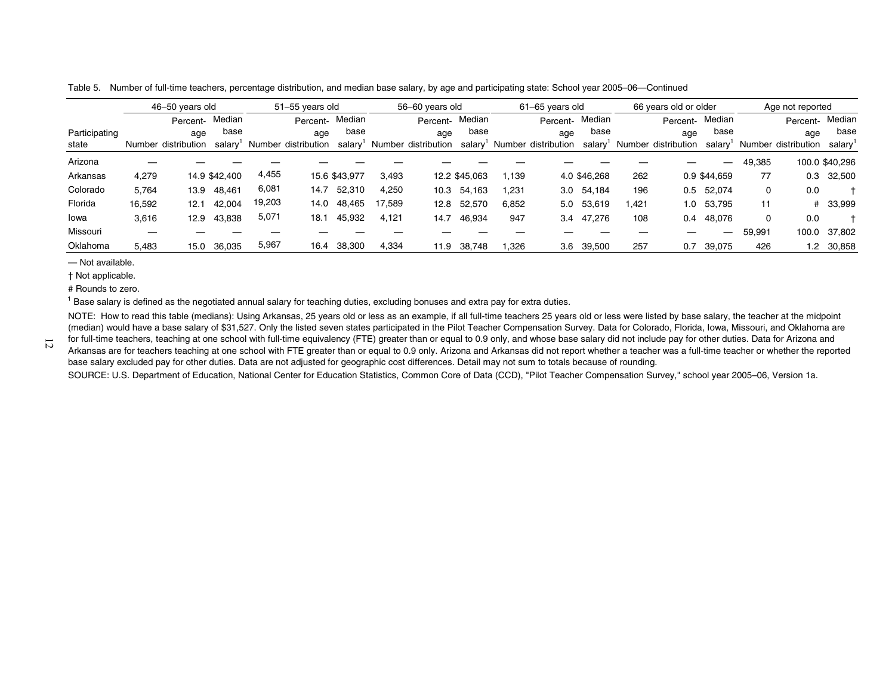Table 5. Number of full-time teachers, percentage distribution, and median base salary, by age and participating state: School year 2005–06—Continued

| Participating state | 46–50 years old | | | 51–55 years old | | | 56–60 years old | | | 61–65 years old | | | 66 years old or older | | | Age not reported | | |
|---|---|---|---|---|---|---|---|---|---|---|---|---|---|---|---|---|---|---|
| | Number | Percentage distribution | Median base salary[1] | Number | Percentage distribution | Median base salary[1] | Number | Percentage distribution | Median base salary[1] | Number | Percentage distribution | Median base salary[1] | Number | Percentage distribution | Median base salary[1] | Number | Percentage distribution | Median base salary[1] |
| Arizona | — | — | — | — | — | — | — | — | — | — | — | — | — | — | — | 49,385 | 100.0 | $40,296 |
| Arkansas | 4,279 | 14.9 | $42,400 | 4,455 | 15.6 | $43,977 | 3,493 | 12.2 | $45,063 | 1,139 | 4.0 | $46,268 | 262 | 0.9 | $44,659 | 77 | 0.3 | 32,500 |
| Colorado | 5,764 | 13.9 | 48,461 | 6,081 | 14.7 | 52,310 | 4,250 | 10.3 | 54,163 | 1,231 | 3.0 | 54,184 | 196 | 0.5 | 52,074 | 0 | 0.0 | † |
| Florida | 16,592 | 12.1 | 42,004 | 19,203 | 14.0 | 48,465 | 17,589 | 12.8 | 52,570 | 6,852 | 5.0 | 53,619 | 1,421 | 1.0 | 53,795 | 11 | # | 33,999 |
| Iowa | 3,616 | 12.9 | 43,838 | 5,071 | 18.1 | 45,932 | 4,121 | 14.7 | 46,934 | 947 | 3.4 | 47,276 | 108 | 0.4 | 48,076 | 0 | 0.0 | † |
| Missouri | — | — | — | — | — | — | — | — | — | — | — | — | — | — | — | 59,991 | 100.0 | 37,802 |
| Oklahoma | 5,483 | 15.0 | 36,035 | 5,967 | 16.4 | 38,300 | 4,334 | 11.9 | 38,748 | 1,326 | 3.6 | 39,500 | 257 | 0.7 | 39,075 | 426 | 1.2 | 30,858 |

— Not available.

† Not applicable.

# Rounds to zero.

[1] Base salary is defined as the negotiated annual salary for teaching duties, excluding bonuses and extra pay for extra duties.

NOTE: How to read this table (medians): Using Arkansas, 25 years old or less as an example, if all full-time teachers 25 years old or less were listed by base salary, the teacher at the midpoint (median) would have a base salary of $31,527. Only the listed seven states participated in the Pilot Teacher Compensation Survey. Data for Colorado, Florida, Iowa, Missouri, and Oklahoma are for full-time teachers, teaching at one school with full-time equivalency (FTE) greater than or equal to 0.9 only, and whose base salary did not include pay for other duties. Data for Arizona and Arkansas are for teachers teaching at one school with FTE greater than or equal to 0.9 only. Arizona and Arkansas did not report whether a teacher was a full-time teacher or whether the reported base salary excluded pay for other duties. Data are not adjusted for geographic cost differences. Detail may not sum to totals because of rounding.

SOURCE: U.S. Department of Education, National Center for Education Statistics, Common Core of Data (CCD), "Pilot Teacher Compensation Survey," school year 2005–06, Version 1a.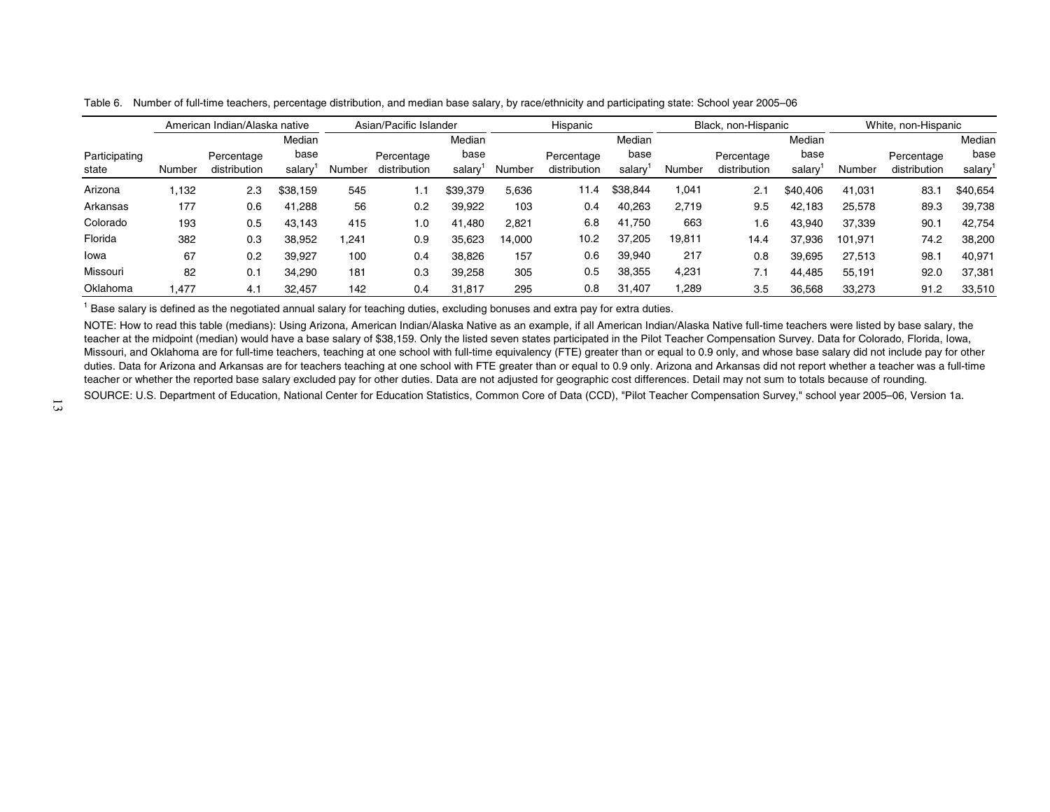Table 6. Number of full-time teachers, percentage distribution, and median base salary, by race/ethnicity and participating state: School year 2005–06

| Participating state | American Indian/Alaska native | | | Asian/Pacific Islander | | | Hispanic | | | Black, non-Hispanic | | | White, non-Hispanic | | |
|---|---|---|---|---|---|---|---|---|---|---|---|---|---|---|---|
| | Number | Percentage distribution | Median base salary[1] | Number | Percentage distribution | Median base salary[1] | Number | Percentage distribution | Median base salary[1] | Number | Percentage distribution | Median base salary[1] | Number | Percentage distribution | Median base salary[1] |
| Arizona | 1,132 | 2.3 | $38,159 | 545 | 1.1 | $39,379 | 5,636 | 11.4 | $38,844 | 1,041 | 2.1 | $40,406 | 41,031 | 83.1 | $40,654 |
| Arkansas | 177 | 0.6 | 41,288 | 56 | 0.2 | 39,922 | 103 | 0.4 | 40,263 | 2,719 | 9.5 | 42,183 | 25,578 | 89.3 | 39,738 |
| Colorado | 193 | 0.5 | 43,143 | 415 | 1.0 | 41,480 | 2,821 | 6.8 | 41,750 | 663 | 1.6 | 43,940 | 37,339 | 90.1 | 42,754 |
| Florida | 382 | 0.3 | 38,952 | 1,241 | 0.9 | 35,623 | 14,000 | 10.2 | 37,205 | 19,811 | 14.4 | 37,936 | 101,971 | 74.2 | 38,200 |
| Iowa | 67 | 0.2 | 39,927 | 100 | 0.4 | 38,826 | 157 | 0.6 | 39,940 | 217 | 0.8 | 39,695 | 27,513 | 98.1 | 40,971 |
| Missouri | 82 | 0.1 | 34,290 | 181 | 0.3 | 39,258 | 305 | 0.5 | 38,355 | 4,231 | 7.1 | 44,485 | 55,191 | 92.0 | 37,381 |
| Oklahoma | 1,477 | 4.1 | 32,457 | 142 | 0.4 | 31,817 | 295 | 0.8 | 31,407 | 1,289 | 3.5 | 36,568 | 33,273 | 91.2 | 33,510 |

[1] Base salary is defined as the negotiated annual salary for teaching duties, excluding bonuses and extra pay for extra duties.

NOTE: How to read this table (medians): Using Arizona, American Indian/Alaska Native as an example, if all American Indian/Alaska Native full-time teachers were listed by base salary, the teacher at the midpoint (median) would have a base salary of $38,159. Only the listed seven states participated in the Pilot Teacher Compensation Survey. Data for Colorado, Florida, Iowa, Missouri, and Oklahoma are for full-time teachers, teaching at one school with full-time equivalency (FTE) greater than or equal to 0.9 only, and whose base salary did not include pay for other duties. Data for Arizona and Arkansas are for teachers teaching at one school with FTE greater than or equal to 0.9 only. Arizona and Arkansas did not report whether a teacher was a full-time teacher or whether the reported base salary excluded pay for other duties. Data are not adjusted for geographic cost differences. Detail may not sum to totals because of rounding.

SOURCE: U.S. Department of Education, National Center for Education Statistics, Common Core of Data (CCD), "Pilot Teacher Compensation Survey," school year 2005–06, Version 1a.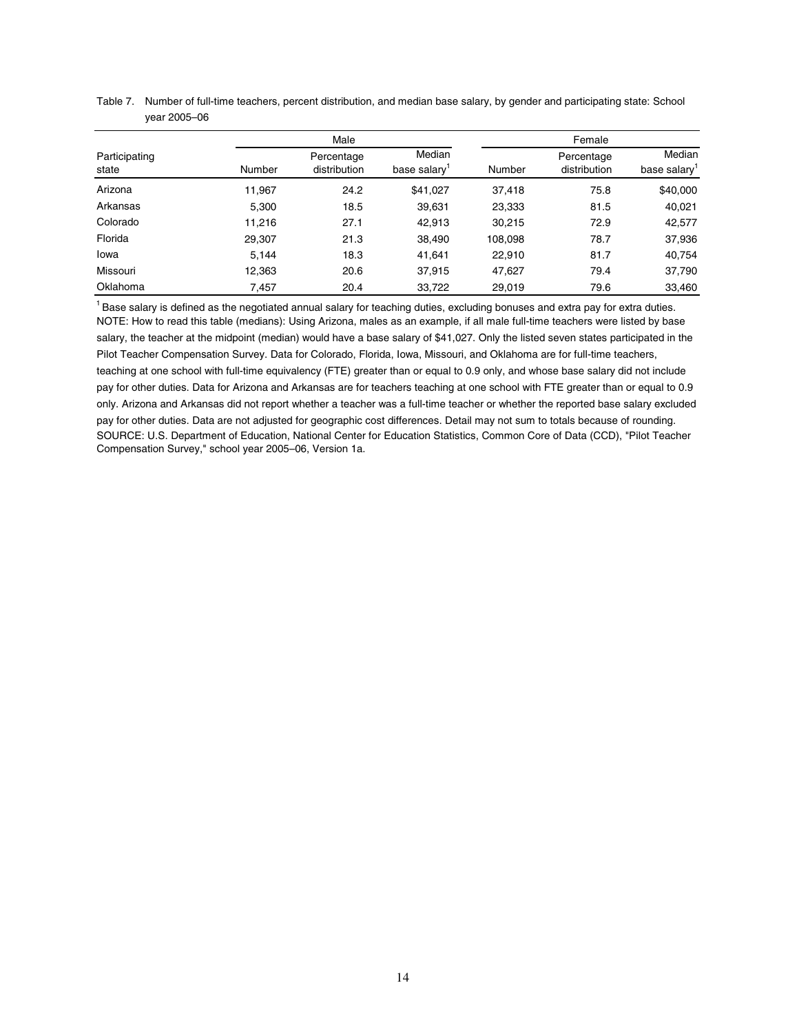Table 7. Number of full-time teachers, percent distribution, and median base salary, by gender and participating state: School year 2005–06

| Participating state | Male | | | Female | | |
|---|---|---|---|---|---|---|
| | Number | Percentage distribution | Median base salary[1] | Number | Percentage distribution | Median base salary[1] |
| Arizona | 11,967 | 24.2 | $41,027 | 37,418 | 75.8 | $40,000 |
| Arkansas | 5,300 | 18.5 | 39,631 | 23,333 | 81.5 | 40,021 |
| Colorado | 11,216 | 27.1 | 42,913 | 30,215 | 72.9 | 42,577 |
| Florida | 29,307 | 21.3 | 38,490 | 108,098 | 78.7 | 37,936 |
| Iowa | 5,144 | 18.3 | 41,641 | 22,910 | 81.7 | 40,754 |
| Missouri | 12,363 | 20.6 | 37,915 | 47,627 | 79.4 | 37,790 |
| Oklahoma | 7,457 | 20.4 | 33,722 | 29,019 | 79.6 | 33,460 |

[1] Base salary is defined as the negotiated annual salary for teaching duties, excluding bonuses and extra pay for extra duties.

NOTE: How to read this table (medians): Using Arizona, males as an example, if all male full-time teachers were listed by base salary, the teacher at the midpoint (median) would have a base salary of $41,027. Only the listed seven states participated in the Pilot Teacher Compensation Survey. Data for Colorado, Florida, Iowa, Missouri, and Oklahoma are for full-time teachers, teaching at one school with full-time equivalency (FTE) greater than or equal to 0.9 only, and whose base salary did not include pay for other duties. Data for Arizona and Arkansas are for teachers teaching at one school with FTE greater than or equal to 0.9 only. Arizona and Arkansas did not report whether a teacher was a full-time teacher or whether the reported base salary excluded pay for other duties. Data are not adjusted for geographic cost differences. Detail may not sum to totals because of rounding.

SOURCE: U.S. Department of Education, National Center for Education Statistics, Common Core of Data (CCD), "Pilot Teacher Compensation Survey," school year 2005–06, Version 1a.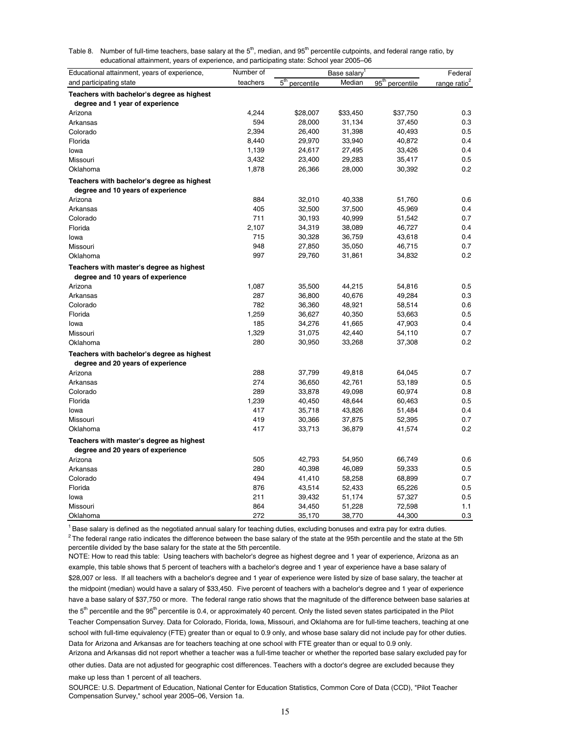Table 8. Number of full-time teachers, base salary at the 5th, median, and 95th percentile cutpoints, and federal range ratio, by educational attainment, years of experience, and participating state: School year 2005–06

| Educational attainment, years of experience, and participating state | Number of teachers | Base salary[1] | | | Federal range ratio[2] |
|---|---|---|---|---|---|
| | | 5th percentile | Median | 95th percentile | |
| **Teachers with bachelor's degree as highest degree and 1 year of experience** | | | | | |
| Arizona | 4,244 | $28,007 | $33,450 | $37,750 | 0.3 |
| Arkansas | 594 | 28,000 | 31,134 | 37,450 | 0.3 |
| Colorado | 2,394 | 26,400 | 31,398 | 40,493 | 0.5 |
| Florida | 8,440 | 29,970 | 33,940 | 40,872 | 0.4 |
| Iowa | 1,139 | 24,617 | 27,495 | 33,426 | 0.4 |
| Missouri | 3,432 | 23,400 | 29,283 | 35,417 | 0.5 |
| Oklahoma | 1,878 | 26,366 | 28,000 | 30,392 | 0.2 |
| **Teachers with bachelor's degree as highest degree and 10 years of experience** | | | | | |
| Arizona | 884 | 32,010 | 40,338 | 51,760 | 0.6 |
| Arkansas | 405 | 32,500 | 37,500 | 45,969 | 0.4 |
| Colorado | 711 | 30,193 | 40,999 | 51,542 | 0.7 |
| Florida | 2,107 | 34,319 | 38,089 | 46,727 | 0.4 |
| Iowa | 715 | 30,328 | 36,759 | 43,618 | 0.4 |
| Missouri | 948 | 27,850 | 35,050 | 46,715 | 0.7 |
| Oklahoma | 997 | 29,760 | 31,861 | 34,832 | 0.2 |
| **Teachers with master's degree as highest degree and 10 years of experience** | | | | | |
| Arizona | 1,087 | 35,500 | 44,215 | 54,816 | 0.5 |
| Arkansas | 287 | 36,800 | 40,676 | 49,284 | 0.3 |
| Colorado | 782 | 36,360 | 48,921 | 58,514 | 0.6 |
| Florida | 1,259 | 36,627 | 40,350 | 53,663 | 0.5 |
| Iowa | 185 | 34,276 | 41,665 | 47,903 | 0.4 |
| Missouri | 1,329 | 31,075 | 42,440 | 54,110 | 0.7 |
| Oklahoma | 280 | 30,950 | 33,268 | 37,308 | 0.2 |
| **Teachers with bachelor's degree as highest degree and 20 years of experience** | | | | | |
| Arizona | 288 | 37,799 | 49,818 | 64,045 | 0.7 |
| Arkansas | 274 | 36,650 | 42,761 | 53,189 | 0.5 |
| Colorado | 289 | 33,878 | 49,098 | 60,974 | 0.8 |
| Florida | 1,239 | 40,450 | 48,644 | 60,463 | 0.5 |
| Iowa | 417 | 35,718 | 43,826 | 51,484 | 0.4 |
| Missouri | 419 | 30,366 | 37,875 | 52,395 | 0.7 |
| Oklahoma | 417 | 33,713 | 36,879 | 41,574 | 0.2 |
| **Teachers with master's degree as highest degree and 20 years of experience** | | | | | |
| Arizona | 505 | 42,793 | 54,950 | 66,749 | 0.6 |
| Arkansas | 280 | 40,398 | 46,089 | 59,333 | 0.5 |
| Colorado | 494 | 41,410 | 58,258 | 68,899 | 0.7 |
| Florida | 876 | 43,514 | 52,433 | 65,226 | 0.5 |
| Iowa | 211 | 39,432 | 51,174 | 57,327 | 0.5 |
| Missouri | 864 | 34,450 | 51,228 | 72,598 | 1.1 |
| Oklahoma | 272 | 35,170 | 38,770 | 44,300 | 0.3 |

[1] Base salary is defined as the negotiated annual salary for teaching duties, excluding bonuses and extra pay for extra duties.

[2] The federal range ratio indicates the difference between the base salary of the state at the 95th percentile and the state at the 5th percentile divided by the base salary for the state at the 5th percentile.

NOTE: How to read this table: Using teachers with bachelor's degree as highest degree and 1 year of experience, Arizona as an example, this table shows that 5 percent of teachers with a bachelor's degree and 1 year of experience have a base salary of $28,007 or less. If all teachers with a bachelor's degree and 1 year of experience were listed by size of base salary, the teacher at the midpoint (median) would have a salary of $33,450. Five percent of teachers with a bachelor's degree and 1 year of experience have a base salary of $37,750 or more. The federal range ratio shows that the magnitude of the difference between base salaries at the 5th percentile and the 95th percentile is 0.4, or approximately 40 percent. Only the listed seven states participated in the Pilot Teacher Compensation Survey. Data for Colorado, Florida, Iowa, Missouri, and Oklahoma are for full-time teachers, teaching at one school with full-time equivalency (FTE) greater than or equal to 0.9 only, and whose base salary did not include pay for other duties. Data for Arizona and Arkansas are for teachers teaching at one school with FTE greater than or equal to 0.9 only. Arizona and Arkansas did not report whether a teacher was a full-time teacher or whether the reported base salary excluded pay for other duties. Data are not adjusted for geographic cost differences. Teachers with a doctor's degree are excluded because they make up less than 1 percent of all teachers.

SOURCE: U.S. Department of Education, National Center for Education Statistics, Common Core of Data (CCD), "Pilot Teacher Compensation Survey," school year 2005–06, Version 1a.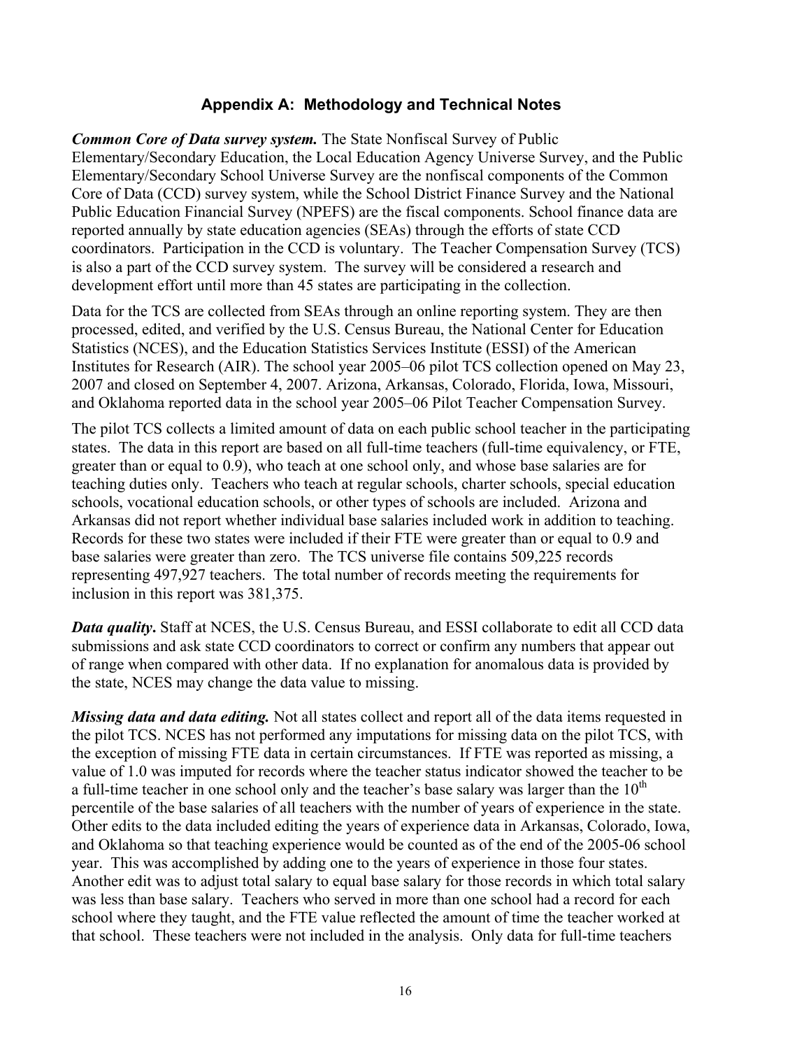## Appendix A: Methodology and Technical Notes

***Common Core of Data survey system.*** The State Nonfiscal Survey of Public Elementary/Secondary Education, the Local Education Agency Universe Survey, and the Public Elementary/Secondary School Universe Survey are the nonfiscal components of the Common Core of Data (CCD) survey system, while the School District Finance Survey and the National Public Education Financial Survey (NPEFS) are the fiscal components. School finance data are reported annually by state education agencies (SEAs) through the efforts of state CCD coordinators. Participation in the CCD is voluntary. The Teacher Compensation Survey (TCS) is also a part of the CCD survey system. The survey will be considered a research and development effort until more than 45 states are participating in the collection.

Data for the TCS are collected from SEAs through an online reporting system. They are then processed, edited, and verified by the U.S. Census Bureau, the National Center for Education Statistics (NCES), and the Education Statistics Services Institute (ESSI) of the American Institutes for Research (AIR). The school year 2005–06 pilot TCS collection opened on May 23, 2007 and closed on September 4, 2007. Arizona, Arkansas, Colorado, Florida, Iowa, Missouri, and Oklahoma reported data in the school year 2005–06 Pilot Teacher Compensation Survey.

The pilot TCS collects a limited amount of data on each public school teacher in the participating states. The data in this report are based on all full-time teachers (full-time equivalency, or FTE, greater than or equal to 0.9), who teach at one school only, and whose base salaries are for teaching duties only. Teachers who teach at regular schools, charter schools, special education schools, vocational education schools, or other types of schools are included. Arizona and Arkansas did not report whether individual base salaries included work in addition to teaching. Records for these two states were included if their FTE were greater than or equal to 0.9 and base salaries were greater than zero. The TCS universe file contains 509,225 records representing 497,927 teachers. The total number of records meeting the requirements for inclusion in this report was 381,375.

***Data quality***. Staff at NCES, the U.S. Census Bureau, and ESSI collaborate to edit all CCD data submissions and ask state CCD coordinators to correct or confirm any numbers that appear out of range when compared with other data. If no explanation for anomalous data is provided by the state, NCES may change the data value to missing.

***Missing data and data editing.*** Not all states collect and report all of the data items requested in the pilot TCS. NCES has not performed any imputations for missing data on the pilot TCS, with the exception of missing FTE data in certain circumstances. If FTE was reported as missing, a value of 1.0 was imputed for records where the teacher status indicator showed the teacher to be a full-time teacher in one school only and the teacher's base salary was larger than the 10th percentile of the base salaries of all teachers with the number of years of experience in the state. Other edits to the data included editing the years of experience data in Arkansas, Colorado, Iowa, and Oklahoma so that teaching experience would be counted as of the end of the 2005-06 school year. This was accomplished by adding one to the years of experience in those four states. Another edit was to adjust total salary to equal base salary for those records in which total salary was less than base salary. Teachers who served in more than one school had a record for each school where they taught, and the FTE value reflected the amount of time the teacher worked at that school. These teachers were not included in the analysis. Only data for full-time teachers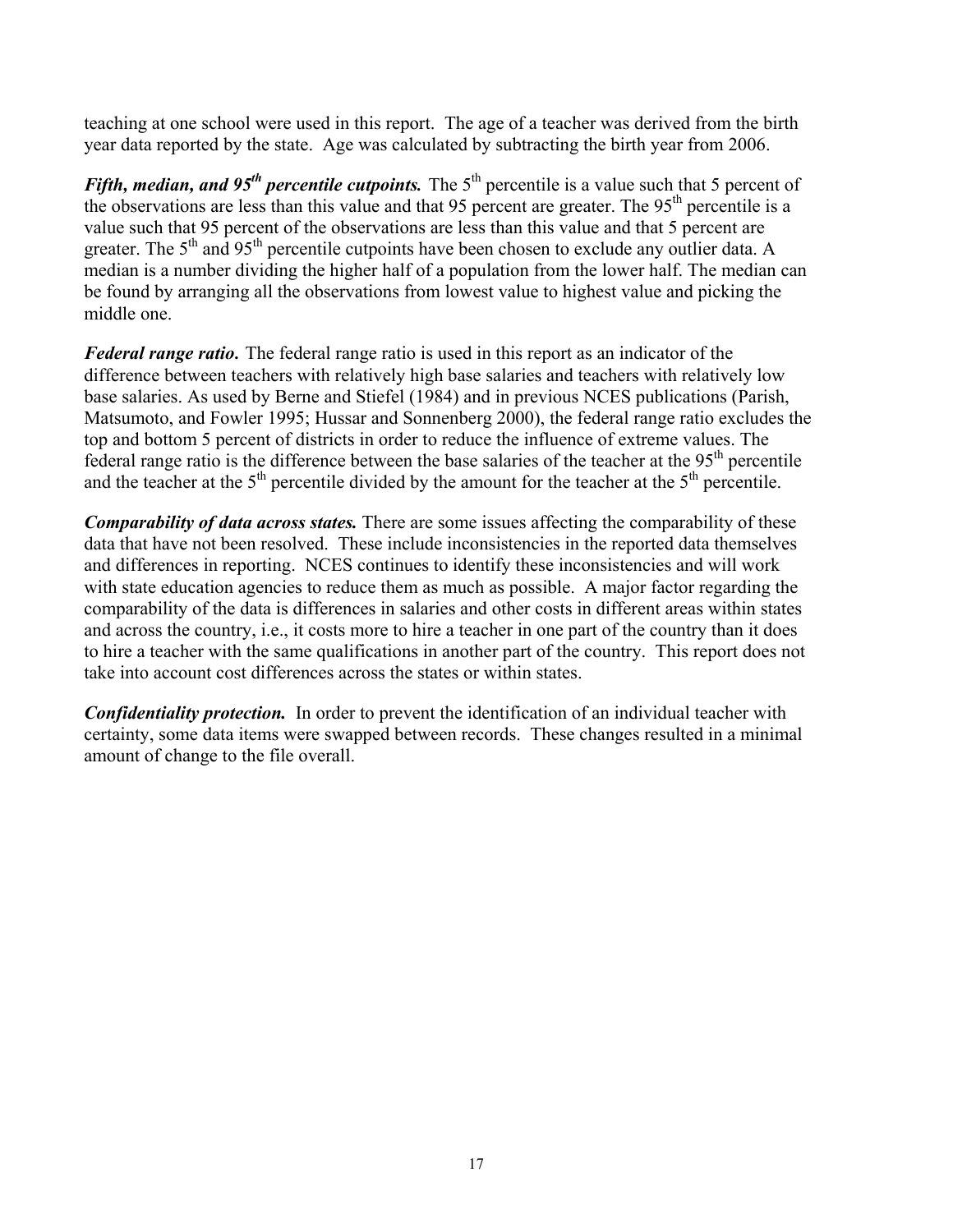teaching at one school were used in this report. The age of a teacher was derived from the birth year data reported by the state. Age was calculated by subtracting the birth year from 2006.

***Fifth, median, and 95th percentile cutpoints.*** The 5th percentile is a value such that 5 percent of the observations are less than this value and that 95 percent are greater. The 95th percentile is a value such that 95 percent of the observations are less than this value and that 5 percent are greater. The 5th and 95th percentile cutpoints have been chosen to exclude any outlier data. A median is a number dividing the higher half of a population from the lower half. The median can be found by arranging all the observations from lowest value to highest value and picking the middle one.

***Federal range ratio.*** The federal range ratio is used in this report as an indicator of the difference between teachers with relatively high base salaries and teachers with relatively low base salaries. As used by Berne and Stiefel (1984) and in previous NCES publications (Parish, Matsumoto, and Fowler 1995; Hussar and Sonnenberg 2000), the federal range ratio excludes the top and bottom 5 percent of districts in order to reduce the influence of extreme values. The federal range ratio is the difference between the base salaries of the teacher at the 95th percentile and the teacher at the 5th percentile divided by the amount for the teacher at the 5th percentile.

***Comparability of data across states.*** There are some issues affecting the comparability of these data that have not been resolved. These include inconsistencies in the reported data themselves and differences in reporting. NCES continues to identify these inconsistencies and will work with state education agencies to reduce them as much as possible. A major factor regarding the comparability of the data is differences in salaries and other costs in different areas within states and across the country, i.e., it costs more to hire a teacher in one part of the country than it does to hire a teacher with the same qualifications in another part of the country. This report does not take into account cost differences across the states or within states.

***Confidentiality protection.*** In order to prevent the identification of an individual teacher with certainty, some data items were swapped between records. These changes resulted in a minimal amount of change to the file overall.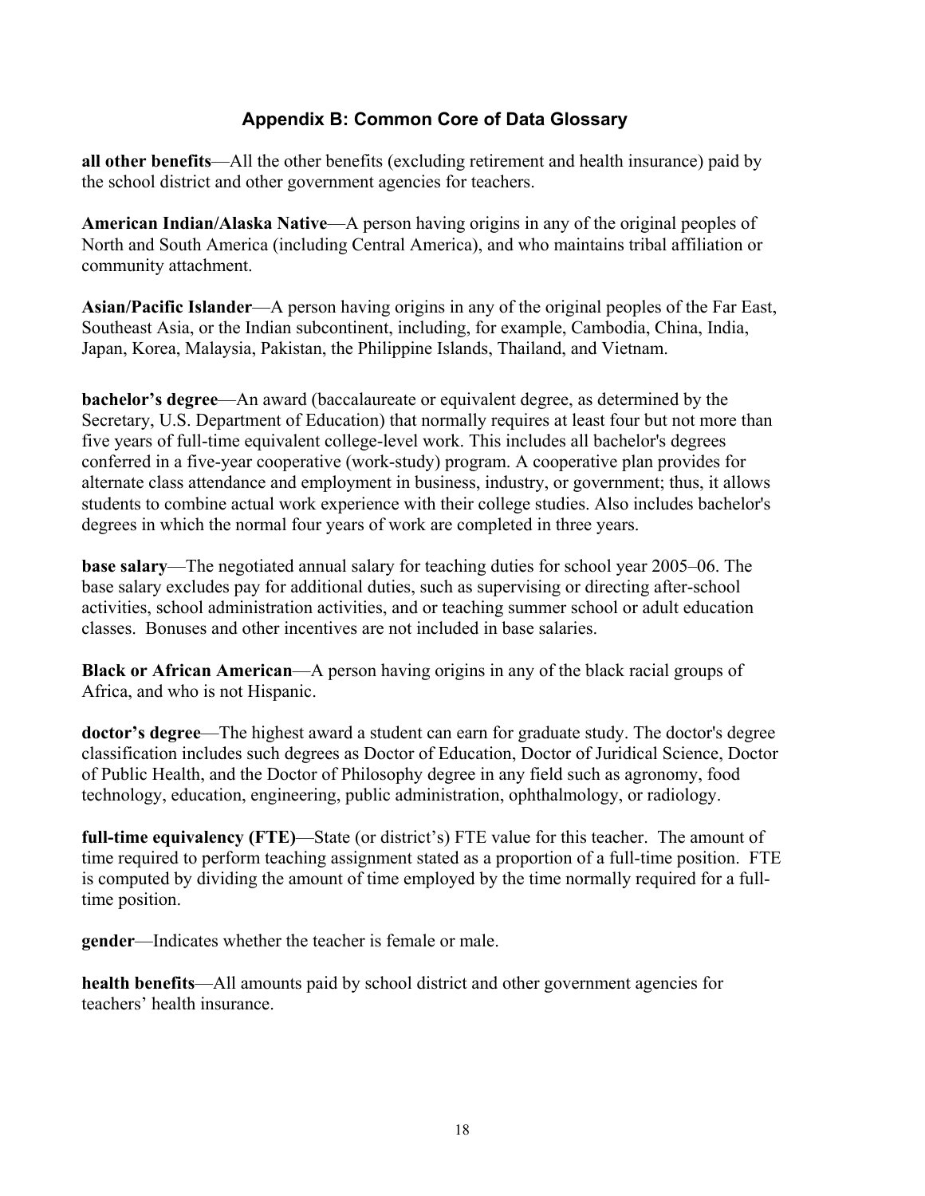## Appendix B: Common Core of Data Glossary

**all other benefits**—All the other benefits (excluding retirement and health insurance) paid by the school district and other government agencies for teachers.

**American Indian/Alaska Native**—A person having origins in any of the original peoples of North and South America (including Central America), and who maintains tribal affiliation or community attachment.

**Asian/Pacific Islander**—A person having origins in any of the original peoples of the Far East, Southeast Asia, or the Indian subcontinent, including, for example, Cambodia, China, India, Japan, Korea, Malaysia, Pakistan, the Philippine Islands, Thailand, and Vietnam.

**bachelor's degree**—An award (baccalaureate or equivalent degree, as determined by the Secretary, U.S. Department of Education) that normally requires at least four but not more than five years of full-time equivalent college-level work. This includes all bachelor's degrees conferred in a five-year cooperative (work-study) program. A cooperative plan provides for alternate class attendance and employment in business, industry, or government; thus, it allows students to combine actual work experience with their college studies. Also includes bachelor's degrees in which the normal four years of work are completed in three years.

**base salary**—The negotiated annual salary for teaching duties for school year 2005–06. The base salary excludes pay for additional duties, such as supervising or directing after-school activities, school administration activities, and or teaching summer school or adult education classes. Bonuses and other incentives are not included in base salaries.

**Black or African American**—A person having origins in any of the black racial groups of Africa, and who is not Hispanic.

**doctor's degree**—The highest award a student can earn for graduate study. The doctor's degree classification includes such degrees as Doctor of Education, Doctor of Juridical Science, Doctor of Public Health, and the Doctor of Philosophy degree in any field such as agronomy, food technology, education, engineering, public administration, ophthalmology, or radiology.

**full-time equivalency (FTE)**—State (or district's) FTE value for this teacher. The amount of time required to perform teaching assignment stated as a proportion of a full-time position. FTE is computed by dividing the amount of time employed by the time normally required for a full-time position.

**gender**—Indicates whether the teacher is female or male.

**health benefits**—All amounts paid by school district and other government agencies for teachers' health insurance.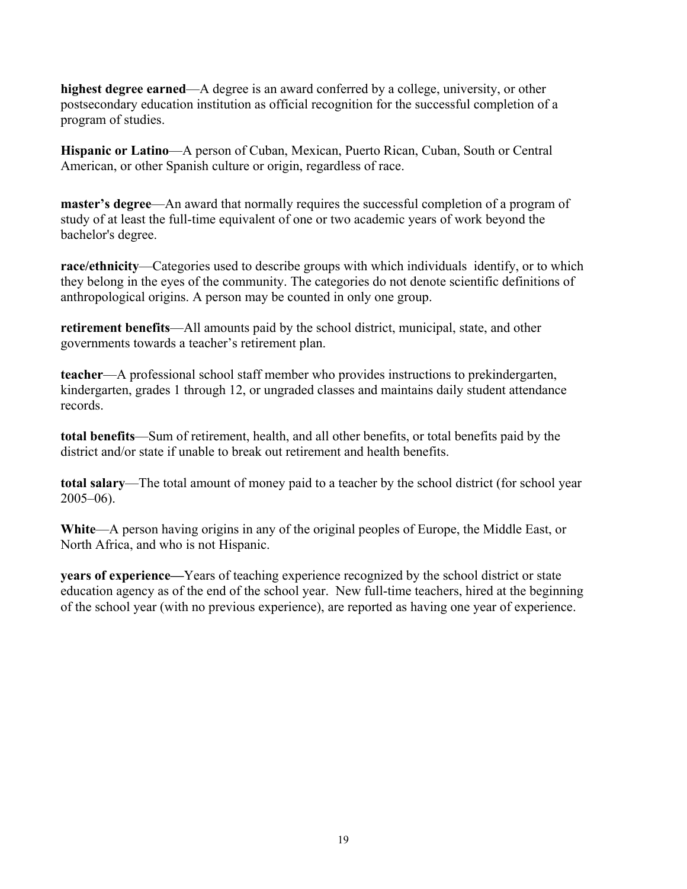**highest degree earned**—A degree is an award conferred by a college, university, or other postsecondary education institution as official recognition for the successful completion of a program of studies.

**Hispanic or Latino**—A person of Cuban, Mexican, Puerto Rican, Cuban, South or Central American, or other Spanish culture or origin, regardless of race.

**master's degree**—An award that normally requires the successful completion of a program of study of at least the full-time equivalent of one or two academic years of work beyond the bachelor's degree.

**race/ethnicity**—Categories used to describe groups with which individuals identify, or to which they belong in the eyes of the community. The categories do not denote scientific definitions of anthropological origins. A person may be counted in only one group.

**retirement benefits**—All amounts paid by the school district, municipal, state, and other governments towards a teacher's retirement plan.

**teacher**—A professional school staff member who provides instructions to prekindergarten, kindergarten, grades 1 through 12, or ungraded classes and maintains daily student attendance records.

**total benefits**—Sum of retirement, health, and all other benefits, or total benefits paid by the district and/or state if unable to break out retirement and health benefits.

**total salary**—The total amount of money paid to a teacher by the school district (for school year 2005–06).

**White**—A person having origins in any of the original peoples of Europe, the Middle East, or North Africa, and who is not Hispanic.

**years of experience—**Years of teaching experience recognized by the school district or state education agency as of the end of the school year. New full-time teachers, hired at the beginning of the school year (with no previous experience), are reported as having one year of experience.